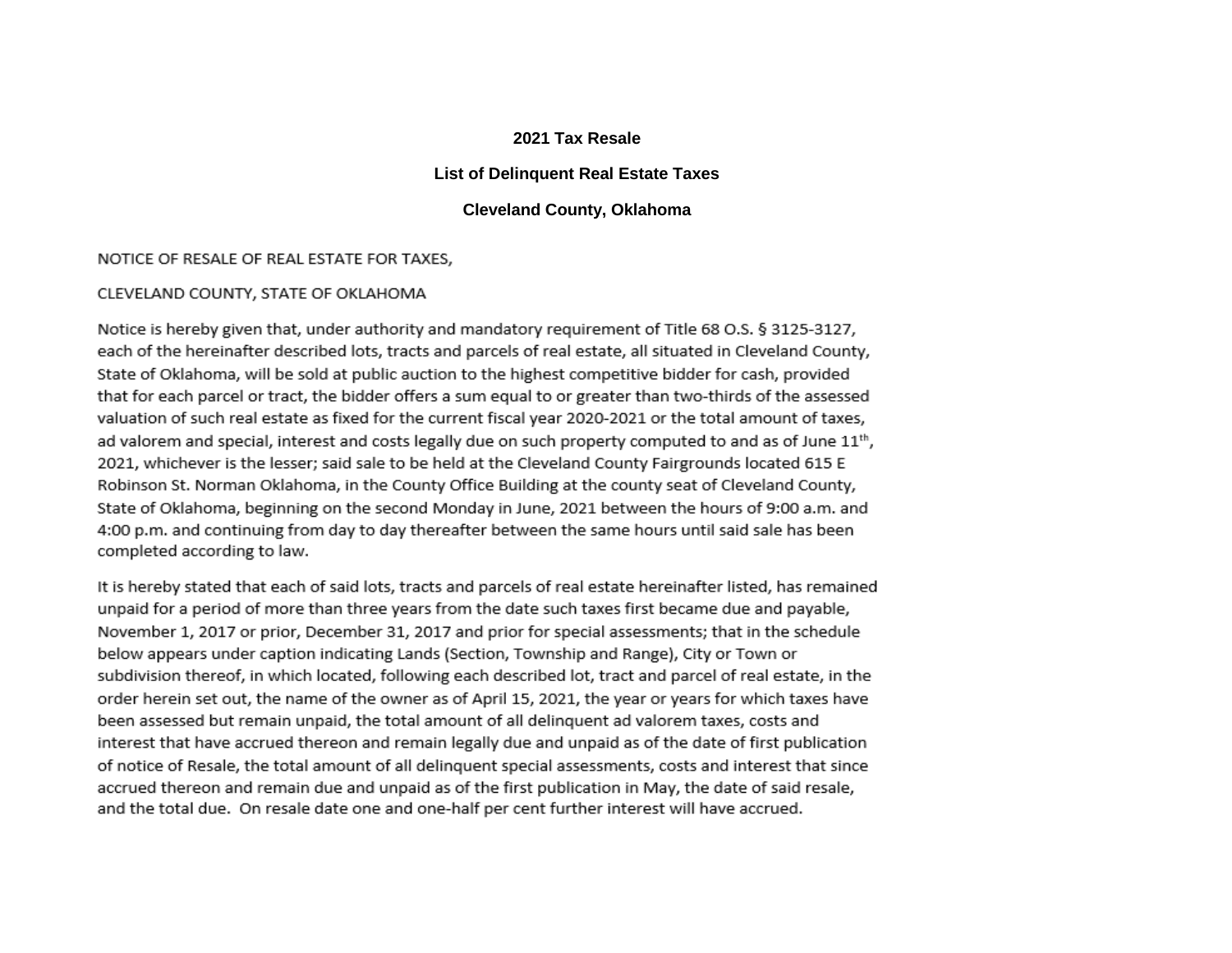# 2021 Tax Resale

## List of Delinquent Real Estate Taxes

## Cleveland County, Oklahoma

NOTICE OF RESALE OF REAL ESTATE FOR TAXES,

CLEVELAND COUNTY, STATE OF OKLAHOMA

Notice is hereby given that, under authority and mandatory requirement of Title 68 O.S. § 3125-3127, each of the hereinafter described lots, tracts and parcels of real estate, all situated in Cleveland County, State of Oklahoma, will be sold at public auction to the highest competitive bidder for cash, provided that for each parcel or tract, the bidder offers a sum equal to or greater than two-thirds of the assessed valuation of such real estate as fixed for the current fiscal year 2020-2021 or the total amount of taxes, ad valorem and special, interest and costs legally due on such property computed to and as of June 11th, 2021, whichever is the lesser; said sale to be held at the Cleveland County Fairgrounds located 615 E Robinson St. Norman Oklahoma, in the County Office Building at the county seat of Cleveland County, State of Oklahoma, beginning on the second Monday in June, 2021 between the hours of 9:00 a.m. and 4:00 p.m. and continuing from day to day thereafter between the same hours until said sale has been completed according to law.

It is hereby stated that each of said lots, tracts and parcels of real estate hereinafter listed, has remained unpaid for a period of more than three years from the date such taxes first became due and payable, November 1, 2017 or prior, December 31, 2017 and prior for special assessments; that in the schedule below appears under caption indicating Lands (Section, Township and Range), City or Town or subdivision thereof, in which located, following each described lot, tract and parcel of real estate, in the order herein set out, the name of the owner as of April 15, 2021, the year or years for which taxes have been assessed but remain unpaid, the total amount of all delinquent ad valorem taxes, costs and interest that have accrued thereon and remain legally due and unpaid as of the date of first publication of notice of Resale, the total amount of all delinquent special assessments, costs and interest that since accrued thereon and remain due and unpaid as of the first publication in May, the date of said resale, and the total due. On resale date one and one-half per cent further interest will have accrued.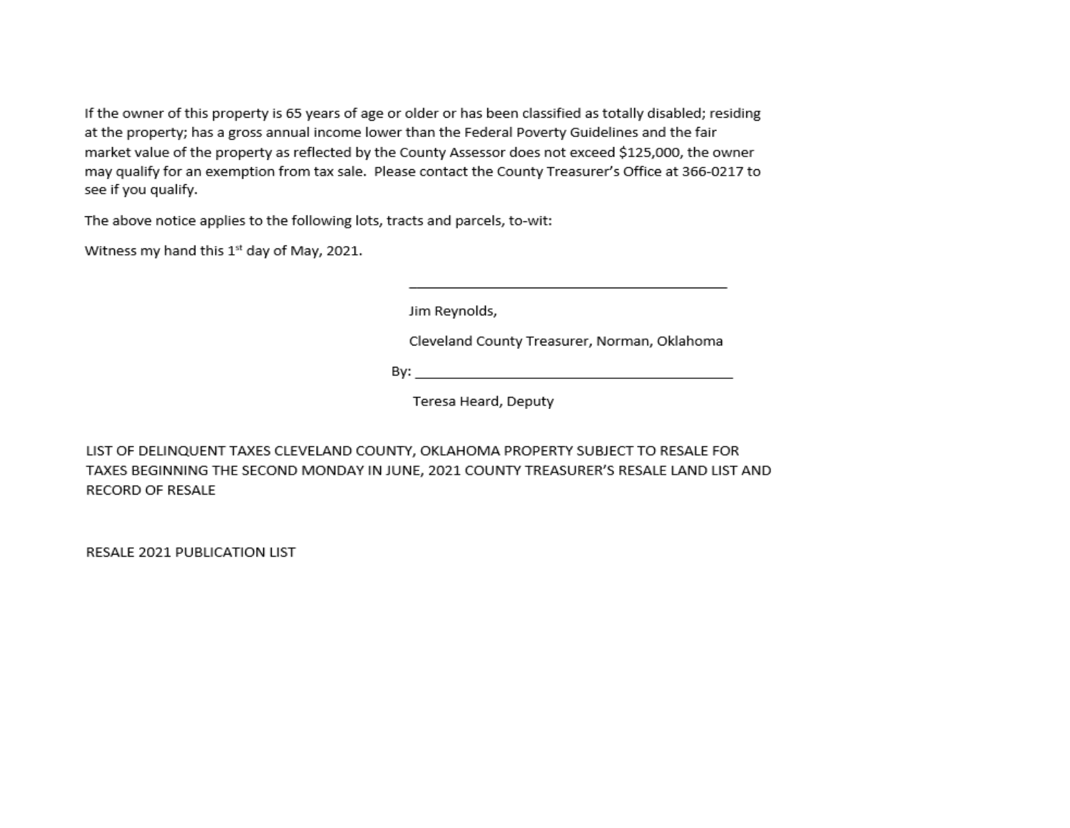If the owner of this property is 65 years of age or older or has been classified as totally disabled; residing at the property; has a gross annual income lower than the Federal Poverty Guidelines and the fair market value of the property as reflected by the County Assessor does not exceed $125,000, the owner may qualify for an exemption from tax sale. Please contact the County Treasurer's Office at 366-0217 to see if you qualify.

The above notice applies to the following lots, tracts and parcels, to-wit:

Witness my hand this 1st day of May, 2021.

\_\_\_\_\_\_\_\_\_\_\_\_\_\_\_\_\_\_\_\_\_\_\_\_\_\_\_\_\_\_\_\_\_\_\_\_\_\_\_\_

Jim Reynolds,

Cleveland County Treasurer, Norman, Oklahoma

By: \_\_\_\_\_\_\_\_\_\_\_\_\_\_\_\_\_\_\_\_\_\_\_\_\_\_\_\_\_\_\_\_\_\_\_\_\_\_\_\_

Teresa Heard, Deputy

LIST OF DELINQUENT TAXES CLEVELAND COUNTY, OKLAHOMA PROPERTY SUBJECT TO RESALE FOR TAXES BEGINNING THE SECOND MONDAY IN JUNE, 2021 COUNTY TREASURER'S RESALE LAND LIST AND RECORD OF RESALE

RESALE 2021 PUBLICATION LIST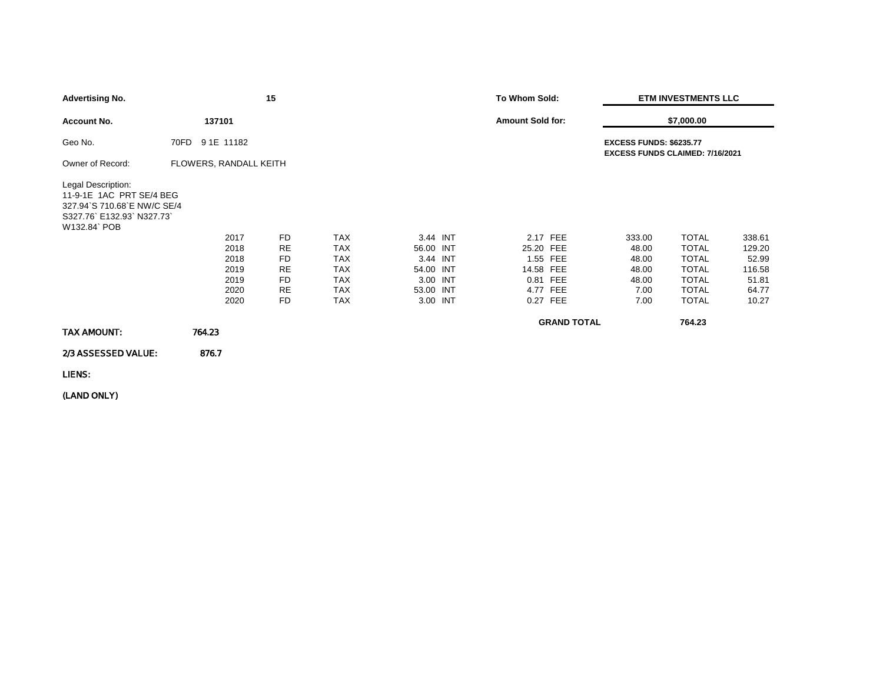| | | | |
|---|---|---|---|
| **Advertising No.** | **15** | **To Whom Sold:** | **ETM INVESTMENTS LLC** |
| **Account No.** | **137101** | **Amount Sold for:** | **$7,000.00** |
| Geo No. | 70FD 9 1E 11182 | | **EXCESS FUNDS: $6235.77** **EXCESS FUNDS CLAIMED: 7/16/2021** |
| Owner of Record: | FLOWERS, RANDALL KEITH | | |

Legal Description:
11-9-1E 1AC PRT SE/4 BEG 327.94`S 710.68`E NW/C SE/4 S327.76` E132.93` N327.73` W132.84` POB

| Year | Type | | Tax | | Int | | Fee | | Total |
|---|---|---|---|---|---|---|---|---|---|
| 2017 | FD | TAX | 3.44 | INT | 2.17 | FEE | 333.00 | TOTAL | 338.61 |
| 2018 | RE | TAX | 56.00 | INT | 25.20 | FEE | 48.00 | TOTAL | 129.20 |
| 2018 | FD | TAX | 3.44 | INT | 1.55 | FEE | 48.00 | TOTAL | 52.99 |
| 2019 | RE | TAX | 54.00 | INT | 14.58 | FEE | 48.00 | TOTAL | 116.58 |
| 2019 | FD | TAX | 3.00 | INT | 0.81 | FEE | 48.00 | TOTAL | 51.81 |
| 2020 | RE | TAX | 53.00 | INT | 4.77 | FEE | 7.00 | TOTAL | 64.77 |
| 2020 | FD | TAX | 3.00 | INT | 0.27 | FEE | 7.00 | TOTAL | 10.27 |

**GRAND TOTAL** 764.23

**TAX AMOUNT:** 764.23

**2/3 ASSESSED VALUE:** 876.7

**LIENS:**

**(LAND ONLY)**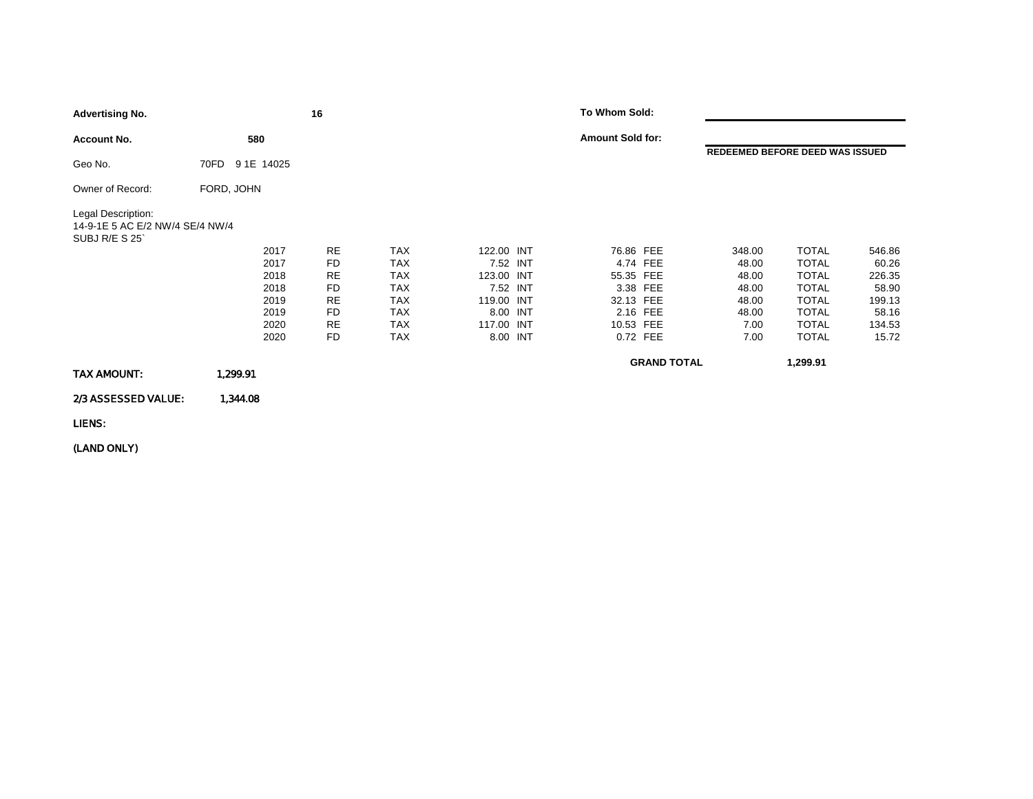**Advertising No.** **16**

**Account No.** **580**

Geo No. 70FD 9 1E 14025

Owner of Record: FORD, JOHN

Legal Description:
14-9-1E 5 AC E/2 NW/4 SE/4 NW/4
SUBJ R/E S 25`

**To Whom Sold:**

**Amount Sold for:**

**REDEEMED BEFORE DEED WAS ISSUED**

| Year | Type | | Tax | | Int | | Fee | | Total |
|---|---|---|---|---|---|---|---|---|---|
| 2017 | RE | TAX | 122.00 | INT | 76.86 | FEE | 348.00 | TOTAL | 546.86 |
| 2017 | FD | TAX | 7.52 | INT | 4.74 | FEE | 48.00 | TOTAL | 60.26 |
| 2018 | RE | TAX | 123.00 | INT | 55.35 | FEE | 48.00 | TOTAL | 226.35 |
| 2018 | FD | TAX | 7.52 | INT | 3.38 | FEE | 48.00 | TOTAL | 58.90 |
| 2019 | RE | TAX | 119.00 | INT | 32.13 | FEE | 48.00 | TOTAL | 199.13 |
| 2019 | FD | TAX | 8.00 | INT | 2.16 | FEE | 48.00 | TOTAL | 58.16 |
| 2020 | RE | TAX | 117.00 | INT | 10.53 | FEE | 7.00 | TOTAL | 134.53 |
| 2020 | FD | TAX | 8.00 | INT | 0.72 | FEE | 7.00 | TOTAL | 15.72 |

**GRAND TOTAL** **1,299.91**

**TAX AMOUNT:** **1,299.91**

**2/3 ASSESSED VALUE:** **1,344.08**

**LIENS:**

**(LAND ONLY)**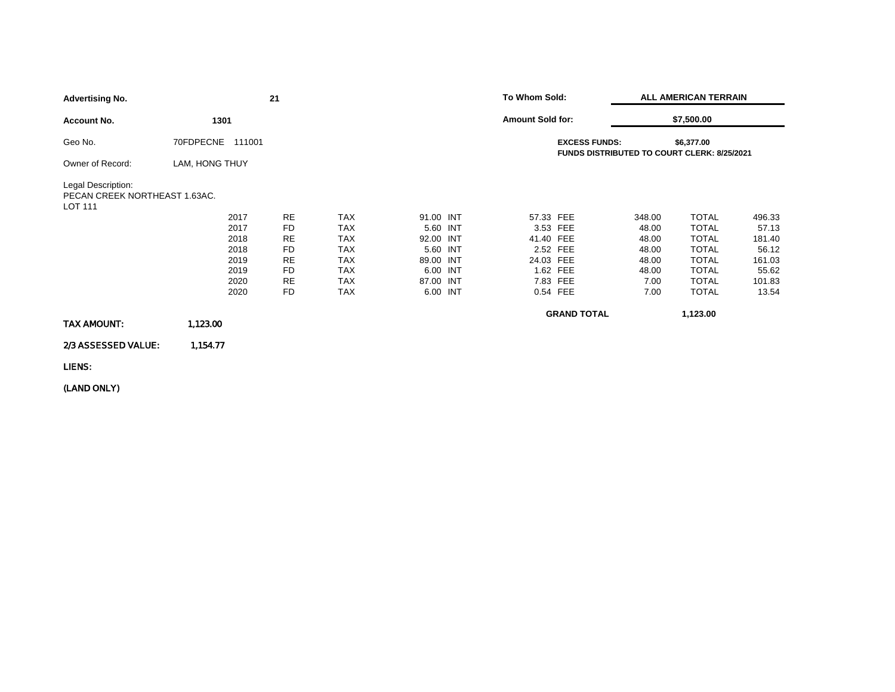**Advertising No.** 21

**Account No.** 1301

Geo No. 70FDPECNE 111001

Owner of Record: LAM, HONG THUY

**To Whom Sold:** **ALL AMERICAN TERRAIN**

**Amount Sold for:** **$7,500.00**

**EXCESS FUNDS:** **$6,377.00**

**FUNDS DISTRIBUTED TO COURT CLERK: 8/25/2021**

Legal Description:
PECAN CREEK NORTHEAST 1.63AC.
LOT 111

| Year | Type | | Tax | | Int | | Fee | | Total |
|---|---|---|---|---|---|---|---|---|---|
| 2017 | RE | TAX | 91.00 | INT | 57.33 | FEE | 348.00 | TOTAL | 496.33 |
| 2017 | FD | TAX | 5.60 | INT | 3.53 | FEE | 48.00 | TOTAL | 57.13 |
| 2018 | RE | TAX | 92.00 | INT | 41.40 | FEE | 48.00 | TOTAL | 181.40 |
| 2018 | FD | TAX | 5.60 | INT | 2.52 | FEE | 48.00 | TOTAL | 56.12 |
| 2019 | RE | TAX | 89.00 | INT | 24.03 | FEE | 48.00 | TOTAL | 161.03 |
| 2019 | FD | TAX | 6.00 | INT | 1.62 | FEE | 48.00 | TOTAL | 55.62 |
| 2020 | RE | TAX | 87.00 | INT | 7.83 | FEE | 7.00 | TOTAL | 101.83 |
| 2020 | FD | TAX | 6.00 | INT | 0.54 | FEE | 7.00 | TOTAL | 13.54 |

**GRAND TOTAL** **1,123.00**

**TAX AMOUNT:** **1,123.00**

**2/3 ASSESSED VALUE:** **1,154.77**

**LIENS:**

**(LAND ONLY)**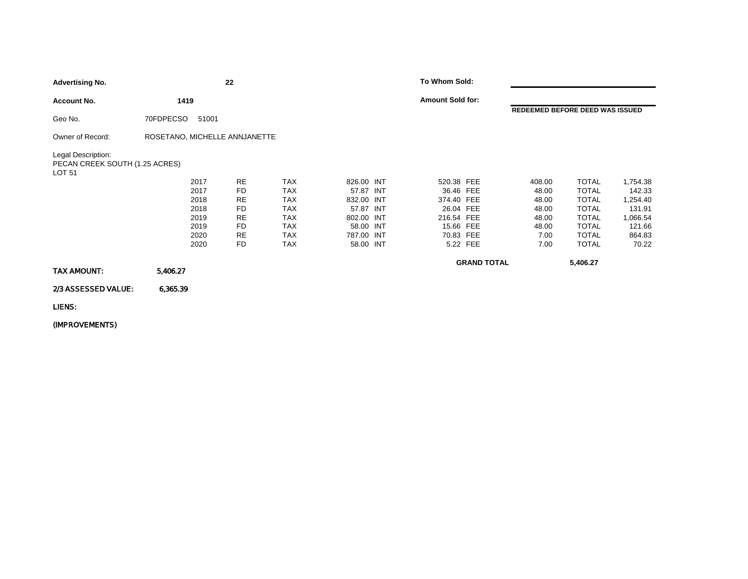**Advertising No.** **22**

**Account No.** **1419**

Geo No. 70FDPECSO 51001

Owner of Record: ROSETANO, MICHELLE ANNJANETTE

Legal Description:
PECAN CREEK SOUTH (1.25 ACRES)
LOT 51

**To Whom Sold:**

**Amount Sold for:**

**REDEEMED BEFORE DEED WAS ISSUED**

| Year | Type | | Tax | | Int | | Fee | | Total |
|---|---|---|---|---|---|---|---|---|---|
| 2017 | RE | TAX | 826.00 | INT | 520.38 | FEE | 408.00 | TOTAL | 1,754.38 |
| 2017 | FD | TAX | 57.87 | INT | 36.46 | FEE | 48.00 | TOTAL | 142.33 |
| 2018 | RE | TAX | 832.00 | INT | 374.40 | FEE | 48.00 | TOTAL | 1,254.40 |
| 2018 | FD | TAX | 57.87 | INT | 26.04 | FEE | 48.00 | TOTAL | 131.91 |
| 2019 | RE | TAX | 802.00 | INT | 216.54 | FEE | 48.00 | TOTAL | 1,066.54 |
| 2019 | FD | TAX | 58.00 | INT | 15.66 | FEE | 48.00 | TOTAL | 121.66 |
| 2020 | RE | TAX | 787.00 | INT | 70.83 | FEE | 7.00 | TOTAL | 864.83 |
| 2020 | FD | TAX | 58.00 | INT | 5.22 | FEE | 7.00 | TOTAL | 70.22 |

**GRAND TOTAL** **5,406.27**

**TAX AMOUNT:** **5,406.27**

**2/3 ASSESSED VALUE:** **6,365.39**

**LIENS:**

**(IMPROVEMENTS)**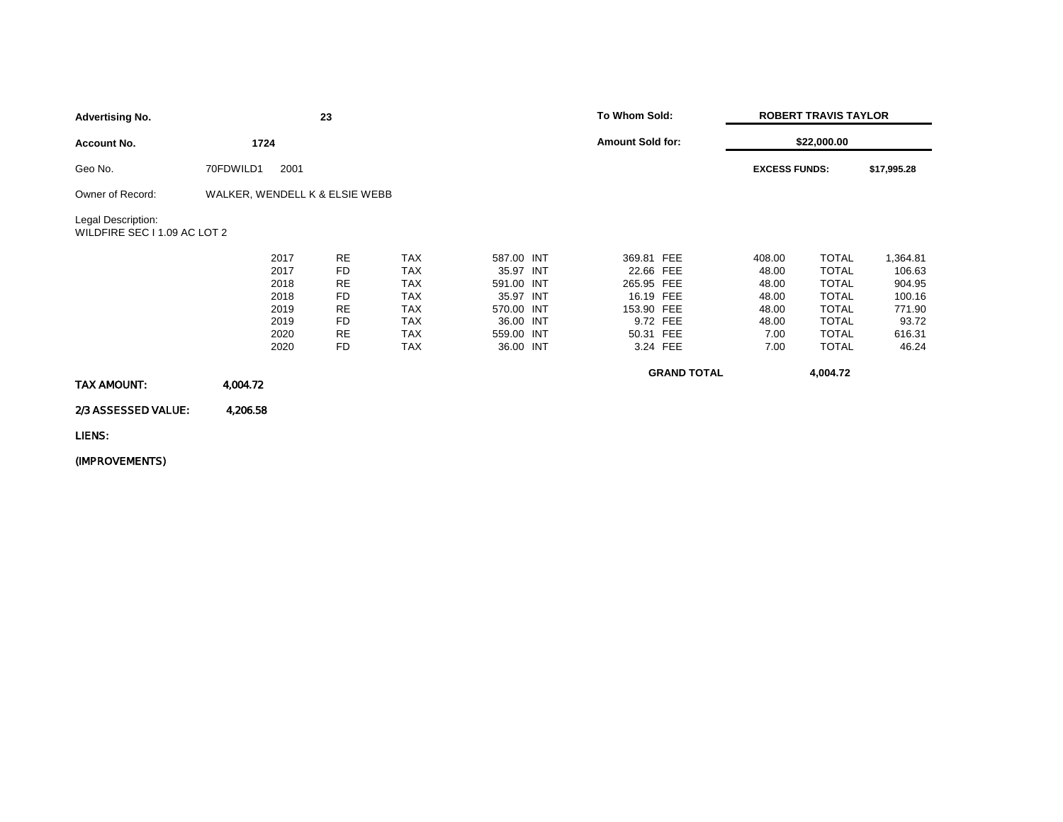**Advertising No.** **23**

**Account No.** **1724**

Geo No. 70FDWILD1 2001

Owner of Record: WALKER, WENDELL K & ELSIE WEBB

Legal Description:
WILDFIRE SEC I 1.09 AC LOT 2

**To Whom Sold:** **ROBERT TRAVIS TAYLOR**

**Amount Sold for:** **$22,000.00**

**EXCESS FUNDS:** **$17,995.28**

| Year | Type | | Tax | | Interest | | Fee | | Total |
|---|---|---|---|---|---|---|---|---|---|
| 2017 | RE | TAX | 587.00 | INT | 369.81 | FEE | 408.00 | TOTAL | 1,364.81 |
| 2017 | FD | TAX | 35.97 | INT | 22.66 | FEE | 48.00 | TOTAL | 106.63 |
| 2018 | RE | TAX | 591.00 | INT | 265.95 | FEE | 48.00 | TOTAL | 904.95 |
| 2018 | FD | TAX | 35.97 | INT | 16.19 | FEE | 48.00 | TOTAL | 100.16 |
| 2019 | RE | TAX | 570.00 | INT | 153.90 | FEE | 48.00 | TOTAL | 771.90 |
| 2019 | FD | TAX | 36.00 | INT | 9.72 | FEE | 48.00 | TOTAL | 93.72 |
| 2020 | RE | TAX | 559.00 | INT | 50.31 | FEE | 7.00 | TOTAL | 616.31 |
| 2020 | FD | TAX | 36.00 | INT | 3.24 | FEE | 7.00 | TOTAL | 46.24 |

**GRAND TOTAL** **4,004.72**

**TAX AMOUNT:** **4,004.72**

**2/3 ASSESSED VALUE:** **4,206.58**

**LIENS:**

**(IMPROVEMENTS)**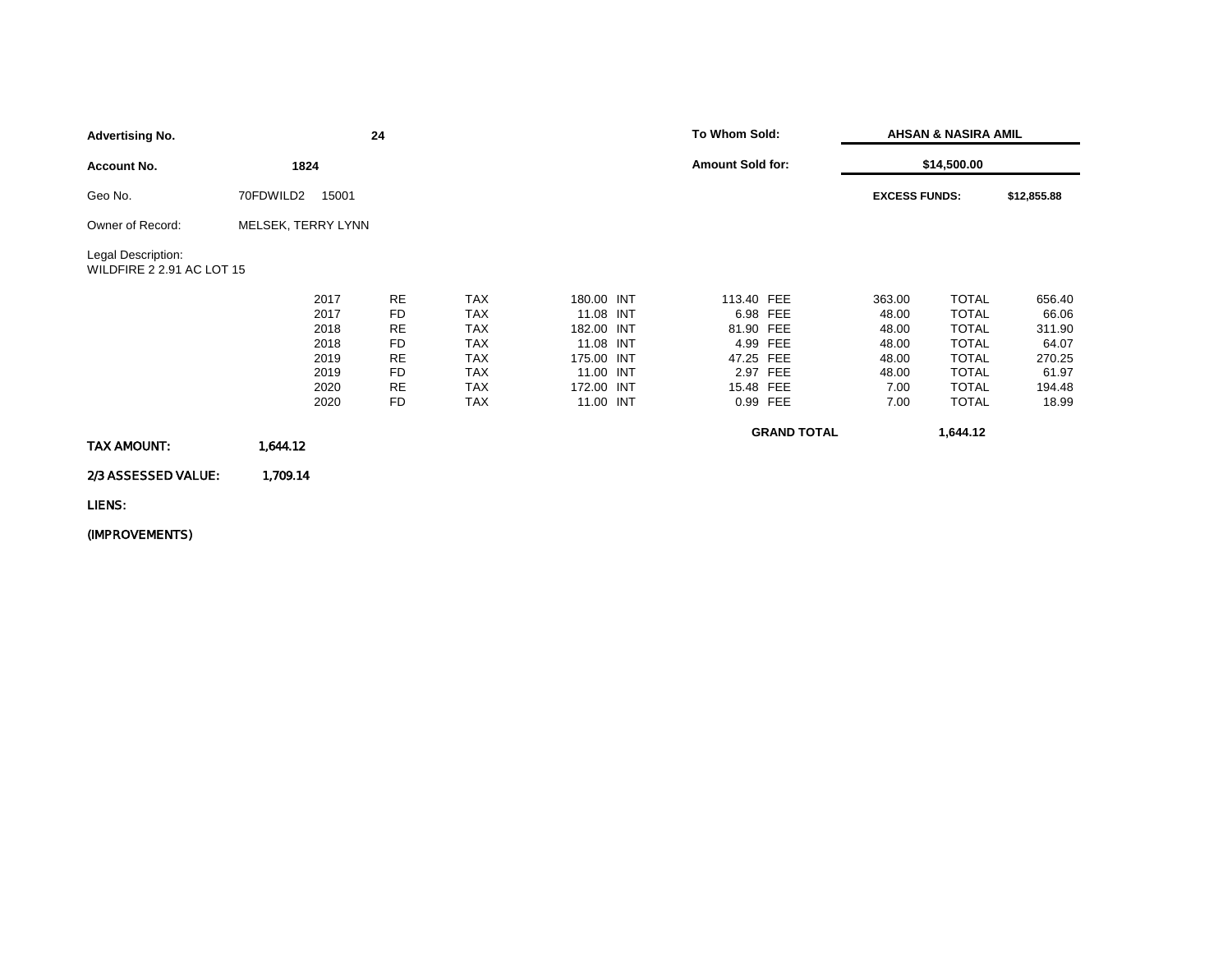**Advertising No.** **24**

**Account No.** **1824**

Geo No. 70FDWILD2 15001

Owner of Record: MELSEK, TERRY LYNN

Legal Description:
WILDFIRE 2 2.91 AC LOT 15

**To Whom Sold:** **AHSAN & NASIRA AMIL**

**Amount Sold for:** **$14,500.00**

**EXCESS FUNDS:** **$12,855.88**

| Year | Type | | Tax | | Interest | | Fee | | Total |
|---|---|---|---|---|---|---|---|---|---|
| 2017 | RE | TAX | 180.00 | INT | 113.40 | FEE | 363.00 | TOTAL | 656.40 |
| 2017 | FD | TAX | 11.08 | INT | 6.98 | FEE | 48.00 | TOTAL | 66.06 |
| 2018 | RE | TAX | 182.00 | INT | 81.90 | FEE | 48.00 | TOTAL | 311.90 |
| 2018 | FD | TAX | 11.08 | INT | 4.99 | FEE | 48.00 | TOTAL | 64.07 |
| 2019 | RE | TAX | 175.00 | INT | 47.25 | FEE | 48.00 | TOTAL | 270.25 |
| 2019 | FD | TAX | 11.00 | INT | 2.97 | FEE | 48.00 | TOTAL | 61.97 |
| 2020 | RE | TAX | 172.00 | INT | 15.48 | FEE | 7.00 | TOTAL | 194.48 |
| 2020 | FD | TAX | 11.00 | INT | 0.99 | FEE | 7.00 | TOTAL | 18.99 |

**GRAND TOTAL** **1,644.12**

**TAX AMOUNT:** **1,644.12**

**2/3 ASSESSED VALUE:** **1,709.14**

**LIENS:**

**(IMPROVEMENTS)**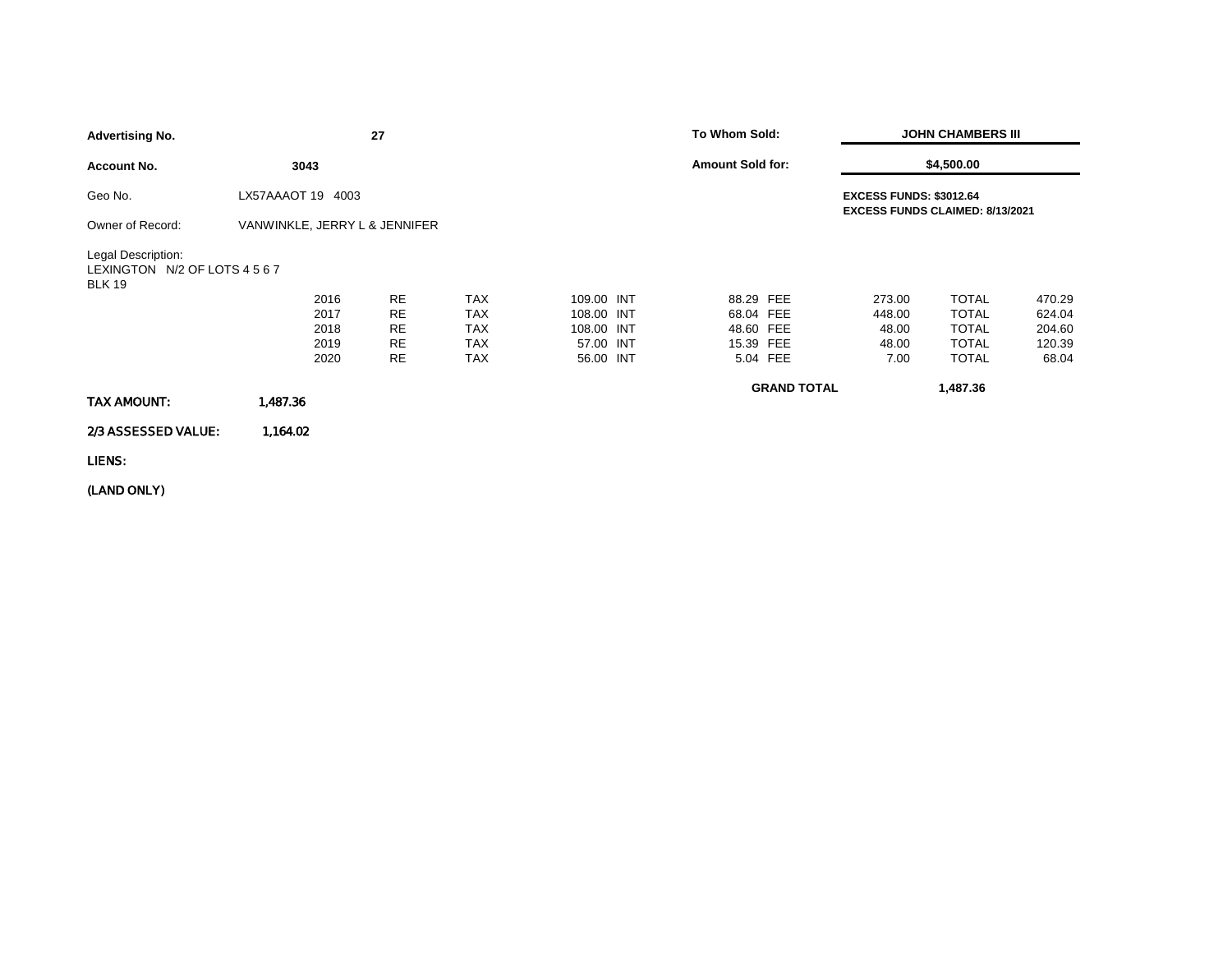**Advertising No.** **27**

**Account No.** **3043**

Geo No. LX57AAAOT 19 4003

Owner of Record: VANWINKLE, JERRY L & JENNIFER

Legal Description:
LEXINGTON N/2 OF LOTS 4 5 6 7
BLK 19

**To Whom Sold:** **JOHN CHAMBERS III**

**Amount Sold for:** **$4,500.00**

**EXCESS FUNDS: $3012.64**
**EXCESS FUNDS CLAIMED: 8/13/2021**

| Year | Type | | Tax | | Interest | | Fee | | Total |
|---|---|---|---|---|---|---|---|---|---|
| 2016 | RE | TAX | 109.00 | INT | 88.29 | FEE | 273.00 | TOTAL | 470.29 |
| 2017 | RE | TAX | 108.00 | INT | 68.04 | FEE | 448.00 | TOTAL | 624.04 |
| 2018 | RE | TAX | 108.00 | INT | 48.60 | FEE | 48.00 | TOTAL | 204.60 |
| 2019 | RE | TAX | 57.00 | INT | 15.39 | FEE | 48.00 | TOTAL | 120.39 |
| 2020 | RE | TAX | 56.00 | INT | 5.04 | FEE | 7.00 | TOTAL | 68.04 |

**GRAND TOTAL** **1,487.36**

**TAX AMOUNT:** 1,487.36

**2/3 ASSESSED VALUE:** 1,164.02

**LIENS:**

**(LAND ONLY)**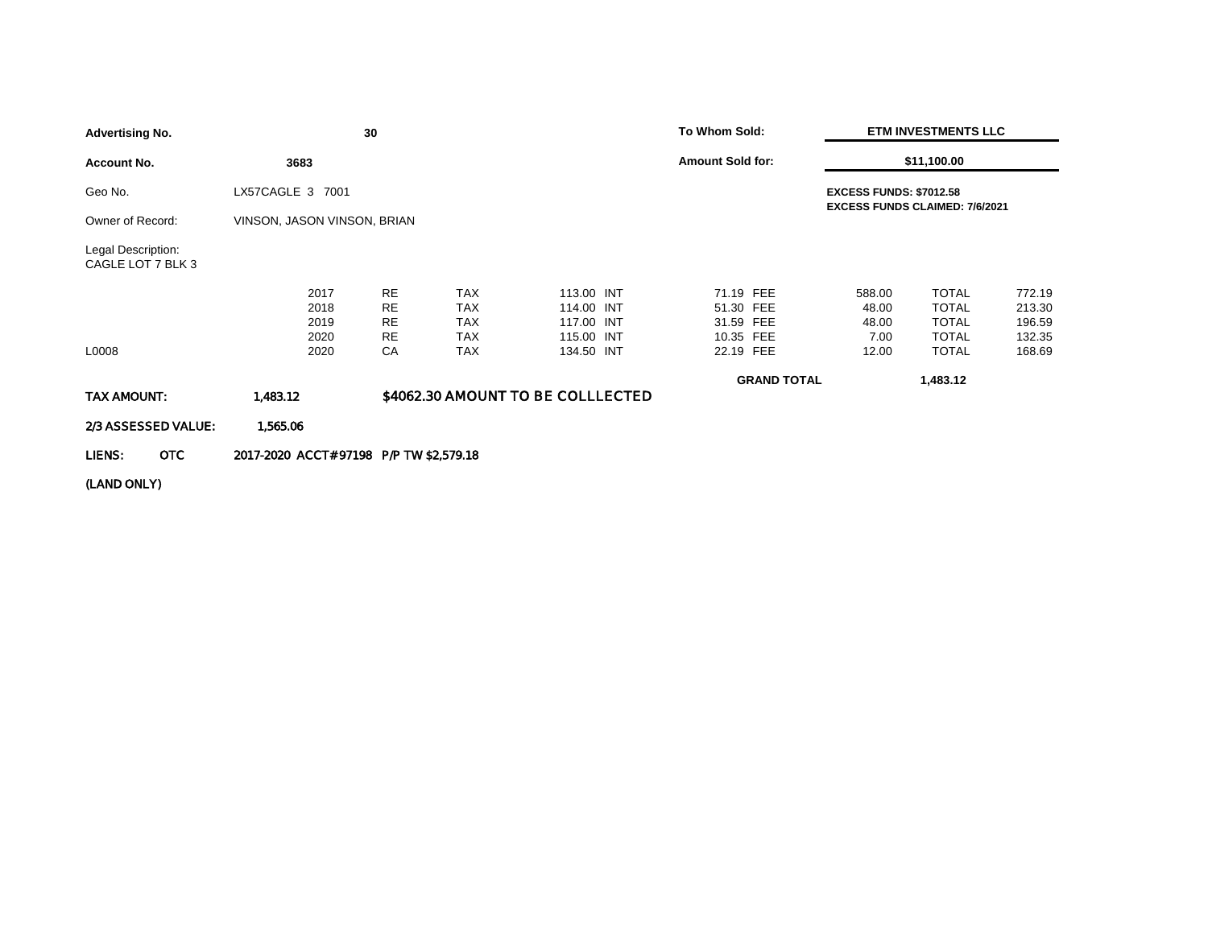| | | | |
|---|---|---|---|
| **Advertising No.** | **30** | **To Whom Sold:** | **ETM INVESTMENTS LLC** |
| **Account No.** | **3683** | **Amount Sold for:** | **$11,100.00** |
| Geo No. | LX57CAGLE 3 7001 | | **EXCESS FUNDS: $7012.58** **EXCESS FUNDS CLAIMED: 7/6/2021** |
| Owner of Record: | VINSON, JASON VINSON, BRIAN | | |

Legal Description:
CAGLE LOT 7 BLK 3

| | Year | Type | | Tax | | Int | | Fee | | Total |
|---|---|---|---|---|---|---|---|---|---|---|
| | 2017 | RE | TAX | 113.00 | INT | 71.19 | FEE | 588.00 | TOTAL | 772.19 |
| | 2018 | RE | TAX | 114.00 | INT | 51.30 | FEE | 48.00 | TOTAL | 213.30 |
| | 2019 | RE | TAX | 117.00 | INT | 31.59 | FEE | 48.00 | TOTAL | 196.59 |
| | 2020 | RE | TAX | 115.00 | INT | 10.35 | FEE | 7.00 | TOTAL | 132.35 |
| L0008 | 2020 | CA | TAX | 134.50 | INT | 22.19 | FEE | 12.00 | TOTAL | 168.69 |
| | | | | | | **GRAND TOTAL** | | | **1,483.12** | |

**TAX AMOUNT:** 1,483.12 **$4062.30 AMOUNT TO BE COLLLECTED**

**2/3 ASSESSED VALUE:** 1,565.06

**LIENS: OTC** 2017-2020 ACCT#97198 P/P TW $2,579.18

**(LAND ONLY)**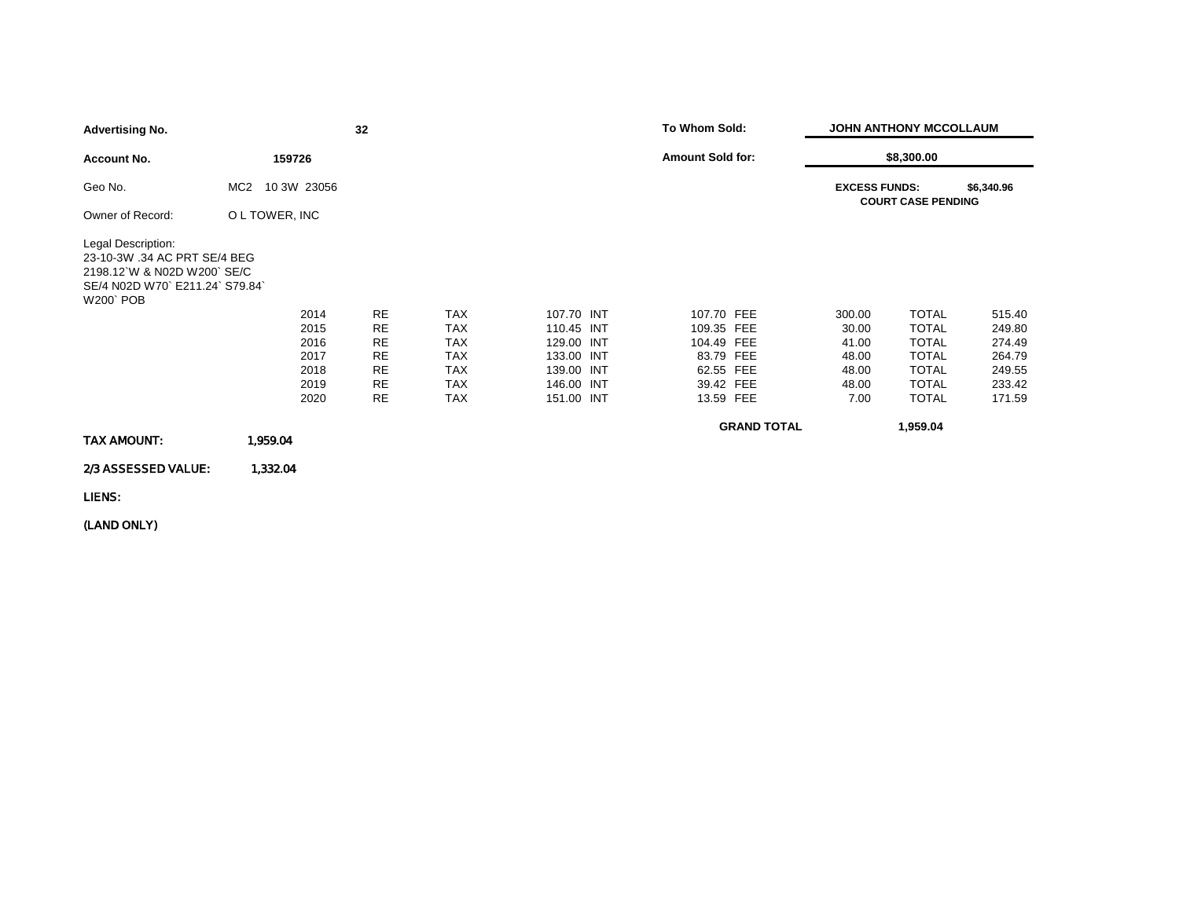**Advertising No.** 32

**Account No.** 159726

Geo No. MC2 10 3W 23056

Owner of Record: O L TOWER, INC

Legal Description:
23-10-3W .34 AC PRT SE/4 BEG
2198.12`W & N02D W200` SE/C
SE/4 N02D W70` E211.24` S79.84`
W200` POB

**To Whom Sold:** **JOHN ANTHONY MCCOLLAUM**

**Amount Sold for:** **$8,300.00**

**EXCESS FUNDS:** **$6,340.96**
**COURT CASE PENDING**

| Year | Type | | Tax | | Int | | Fee | | Total |
|---|---|---|---|---|---|---|---|---|---|
| 2014 | RE | TAX | 107.70 | INT | 107.70 | FEE | 300.00 | TOTAL | 515.40 |
| 2015 | RE | TAX | 110.45 | INT | 109.35 | FEE | 30.00 | TOTAL | 249.80 |
| 2016 | RE | TAX | 129.00 | INT | 104.49 | FEE | 41.00 | TOTAL | 274.49 |
| 2017 | RE | TAX | 133.00 | INT | 83.79 | FEE | 48.00 | TOTAL | 264.79 |
| 2018 | RE | TAX | 139.00 | INT | 62.55 | FEE | 48.00 | TOTAL | 249.55 |
| 2019 | RE | TAX | 146.00 | INT | 39.42 | FEE | 48.00 | TOTAL | 233.42 |
| 2020 | RE | TAX | 151.00 | INT | 13.59 | FEE | 7.00 | TOTAL | 171.59 |

**GRAND TOTAL** 1,959.04

**TAX AMOUNT:** 1,959.04

**2/3 ASSESSED VALUE:** 1,332.04

**LIENS:**

**(LAND ONLY)**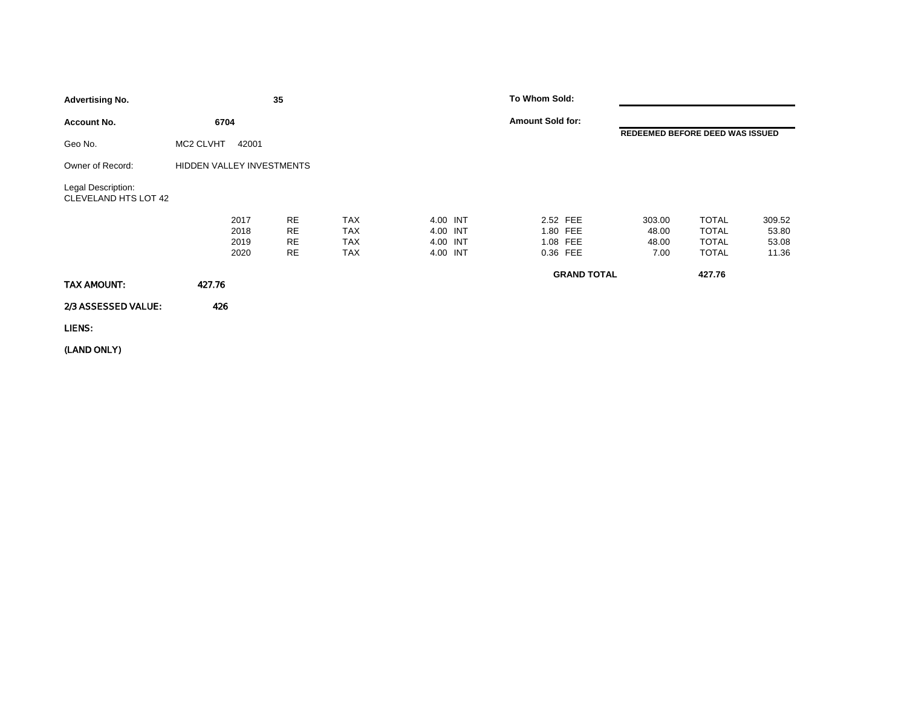**Advertising No.** **35**

**Account No.** **6704**

Geo No. MC2 CLVHT 42001

Owner of Record: HIDDEN VALLEY INVESTMENTS

Legal Description:
CLEVELAND HTS LOT 42

**To Whom Sold:**

**Amount Sold for:**

**REDEEMED BEFORE DEED WAS ISSUED**

| Year | Type | | Interest | | Fee | | Tax | | Total |
|---|---|---|---|---|---|---|---|---|---|
| 2017 | RE | TAX | 4.00 | INT | 2.52 | FEE | 303.00 | TOTAL | 309.52 |
| 2018 | RE | TAX | 4.00 | INT | 1.80 | FEE | 48.00 | TOTAL | 53.80 |
| 2019 | RE | TAX | 4.00 | INT | 1.08 | FEE | 48.00 | TOTAL | 53.08 |
| 2020 | RE | TAX | 4.00 | INT | 0.36 | FEE | 7.00 | TOTAL | 11.36 |

**GRAND TOTAL** **427.76**

**TAX AMOUNT:** **427.76**

**2/3 ASSESSED VALUE:** **426**

**LIENS:**

**(LAND ONLY)**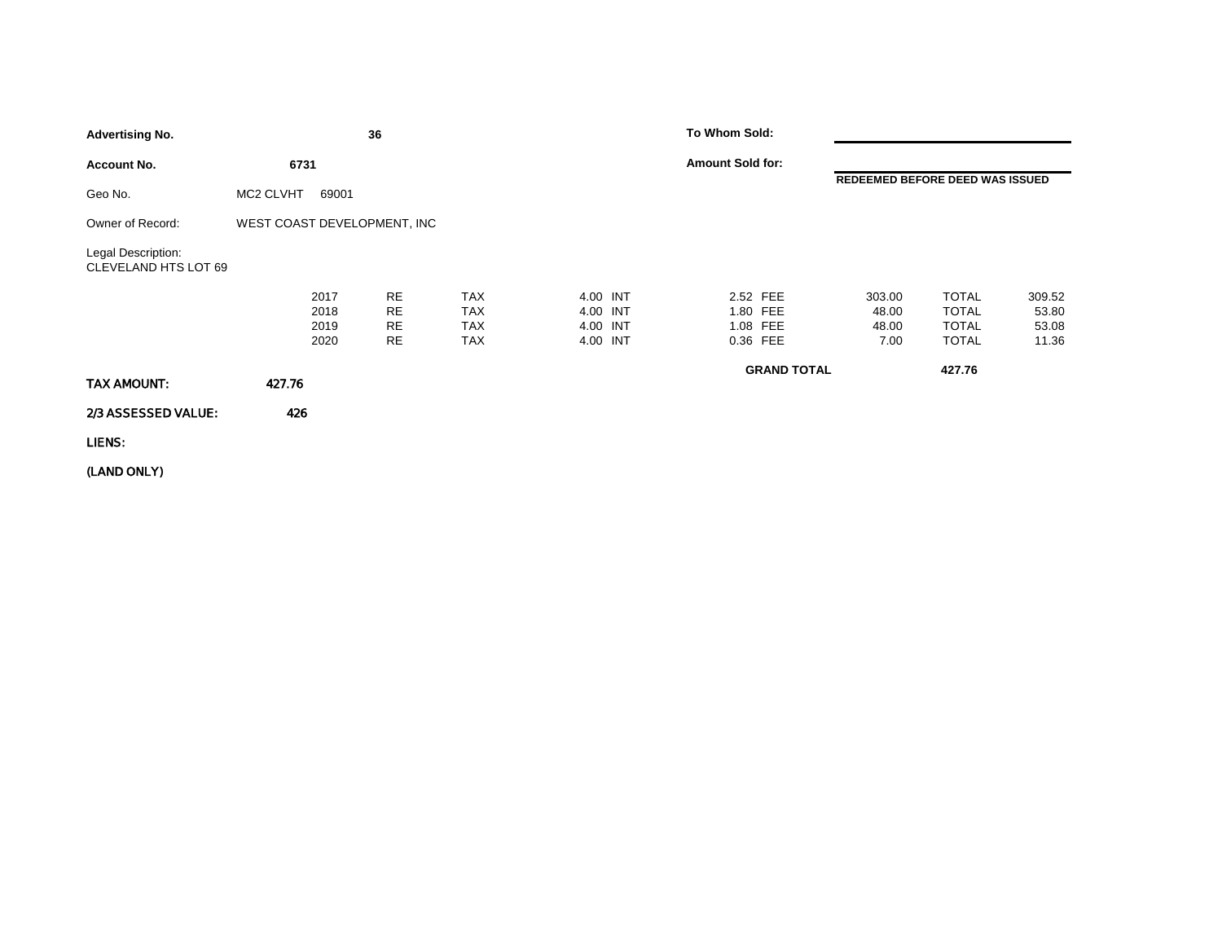**Advertising No.** **36**

**Account No.** **6731**

Geo No. MC2 CLVHT 69001

Owner of Record: WEST COAST DEVELOPMENT, INC

Legal Description:
CLEVELAND HTS LOT 69

**To Whom Sold:**

**Amount Sold for:**

**REDEEMED BEFORE DEED WAS ISSUED**

| Year | Type | | Interest | | Fee | | Tax | | Total |
|---|---|---|---|---|---|---|---|---|---|
| 2017 | RE | TAX | 4.00 | INT | 2.52 | FEE | 303.00 | TOTAL | 309.52 |
| 2018 | RE | TAX | 4.00 | INT | 1.80 | FEE | 48.00 | TOTAL | 53.80 |
| 2019 | RE | TAX | 4.00 | INT | 1.08 | FEE | 48.00 | TOTAL | 53.08 |
| 2020 | RE | TAX | 4.00 | INT | 0.36 | FEE | 7.00 | TOTAL | 11.36 |

**GRAND TOTAL** **427.76**

**TAX AMOUNT:** **427.76**

**2/3 ASSESSED VALUE:** **426**

**LIENS:**

**(LAND ONLY)**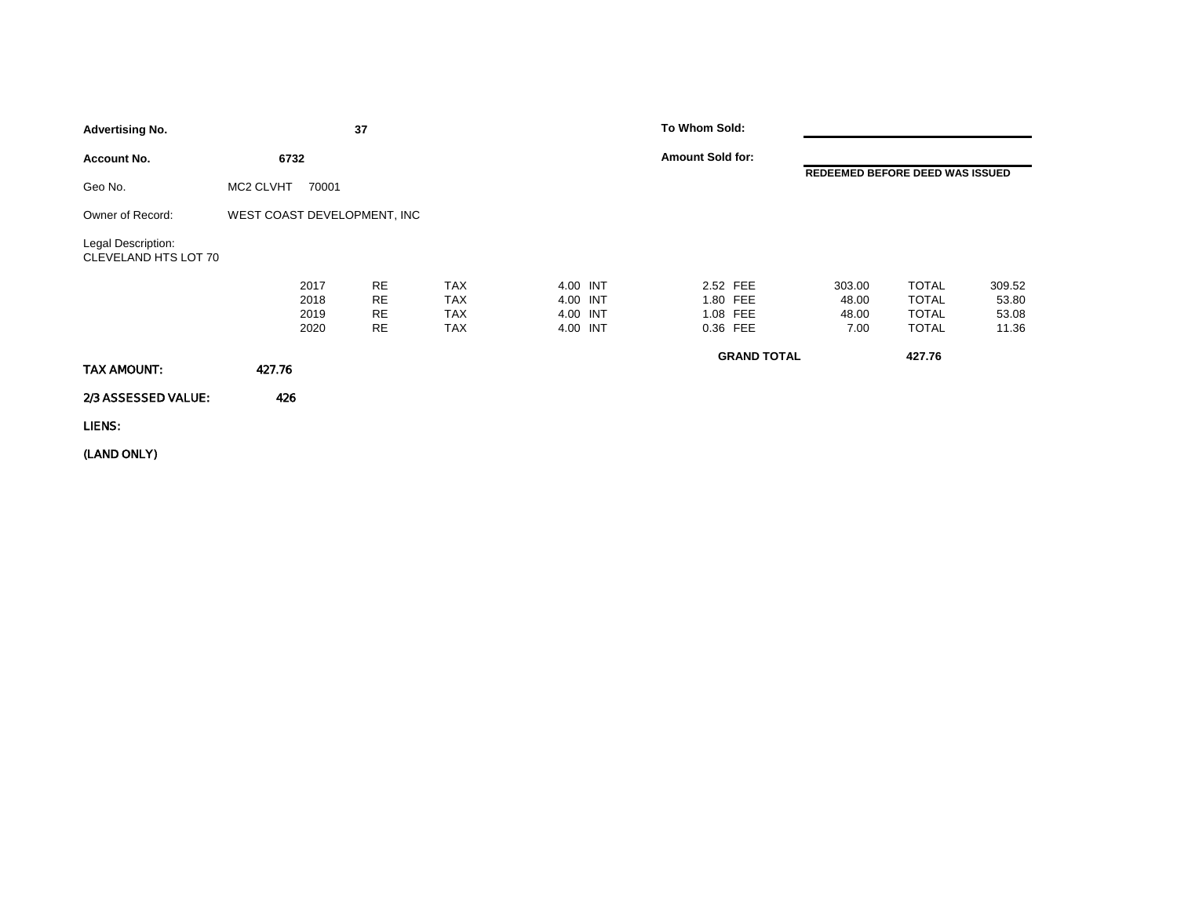**Advertising No.** **37**

**Account No.** **6732**

Geo No. MC2 CLVHT 70001

Owner of Record: WEST COAST DEVELOPMENT, INC

Legal Description:
CLEVELAND HTS LOT 70

**To Whom Sold:**

**Amount Sold for:**

**REDEEMED BEFORE DEED WAS ISSUED**

| Year | Type | | Interest | | Fee | | Tax | | Total |
|---|---|---|---|---|---|---|---|---|---|
| 2017 | RE | TAX | 4.00 | INT | 2.52 | FEE | 303.00 | TOTAL | 309.52 |
| 2018 | RE | TAX | 4.00 | INT | 1.80 | FEE | 48.00 | TOTAL | 53.80 |
| 2019 | RE | TAX | 4.00 | INT | 1.08 | FEE | 48.00 | TOTAL | 53.08 |
| 2020 | RE | TAX | 4.00 | INT | 0.36 | FEE | 7.00 | TOTAL | 11.36 |

**GRAND TOTAL** **427.76**

**TAX AMOUNT:** **427.76**

**2/3 ASSESSED VALUE:** **426**

**LIENS:**

**(LAND ONLY)**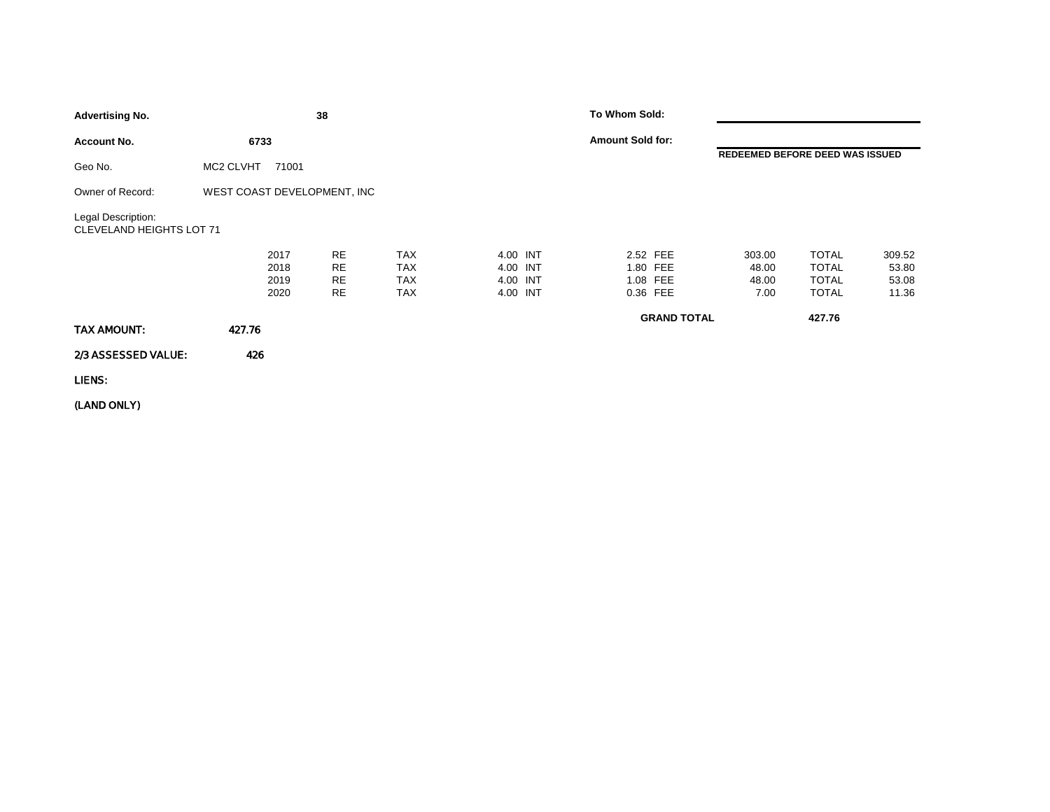**Advertising No.** **38**

**Account No.** **6733**

Geo No. MC2 CLVHT 71001

Owner of Record: WEST COAST DEVELOPMENT, INC

Legal Description:
CLEVELAND HEIGHTS LOT 71

**To Whom Sold:**

**Amount Sold for:**

**REDEEMED BEFORE DEED WAS ISSUED**

| Year | Type | | Interest | | Fee | | Tax | | Total |
|---|---|---|---|---|---|---|---|---|---|
| 2017 | RE | TAX | 4.00 | INT | 2.52 | FEE | 303.00 | TOTAL | 309.52 |
| 2018 | RE | TAX | 4.00 | INT | 1.80 | FEE | 48.00 | TOTAL | 53.80 |
| 2019 | RE | TAX | 4.00 | INT | 1.08 | FEE | 48.00 | TOTAL | 53.08 |
| 2020 | RE | TAX | 4.00 | INT | 0.36 | FEE | 7.00 | TOTAL | 11.36 |

**GRAND TOTAL** **427.76**

**TAX AMOUNT:** **427.76**

**2/3 ASSESSED VALUE:** **426**

**LIENS:**

**(LAND ONLY)**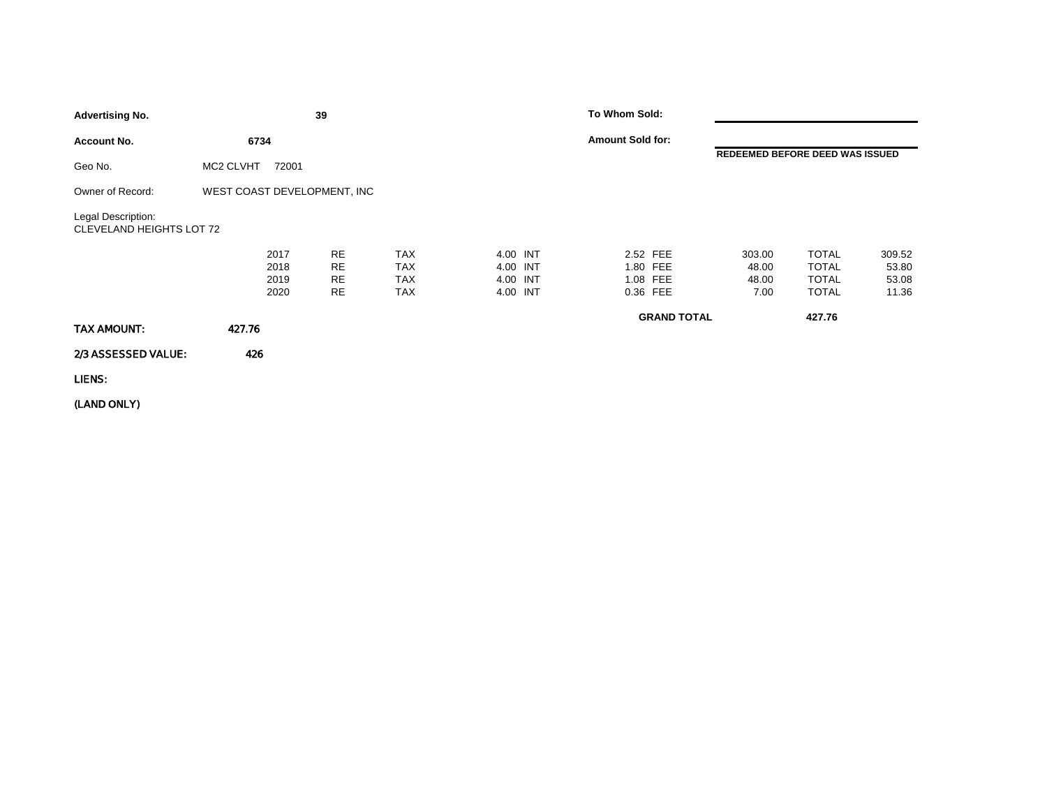**Advertising No.** **39**

**Account No.** **6734**

Geo No. MC2 CLVHT 72001

Owner of Record: WEST COAST DEVELOPMENT, INC

Legal Description:
CLEVELAND HEIGHTS LOT 72

**To Whom Sold:**

**Amount Sold for:**

**REDEEMED BEFORE DEED WAS ISSUED**

| Year | Type | | Interest | | Fee | | Tax | | Total |
|---|---|---|---|---|---|---|---|---|---|
| 2017 | RE | TAX | 4.00 | INT | 2.52 | FEE | 303.00 | TOTAL | 309.52 |
| 2018 | RE | TAX | 4.00 | INT | 1.80 | FEE | 48.00 | TOTAL | 53.80 |
| 2019 | RE | TAX | 4.00 | INT | 1.08 | FEE | 48.00 | TOTAL | 53.08 |
| 2020 | RE | TAX | 4.00 | INT | 0.36 | FEE | 7.00 | TOTAL | 11.36 |

**GRAND TOTAL** **427.76**

**TAX AMOUNT:** **427.76**

**2/3 ASSESSED VALUE:** **426**

**LIENS:**

**(LAND ONLY)**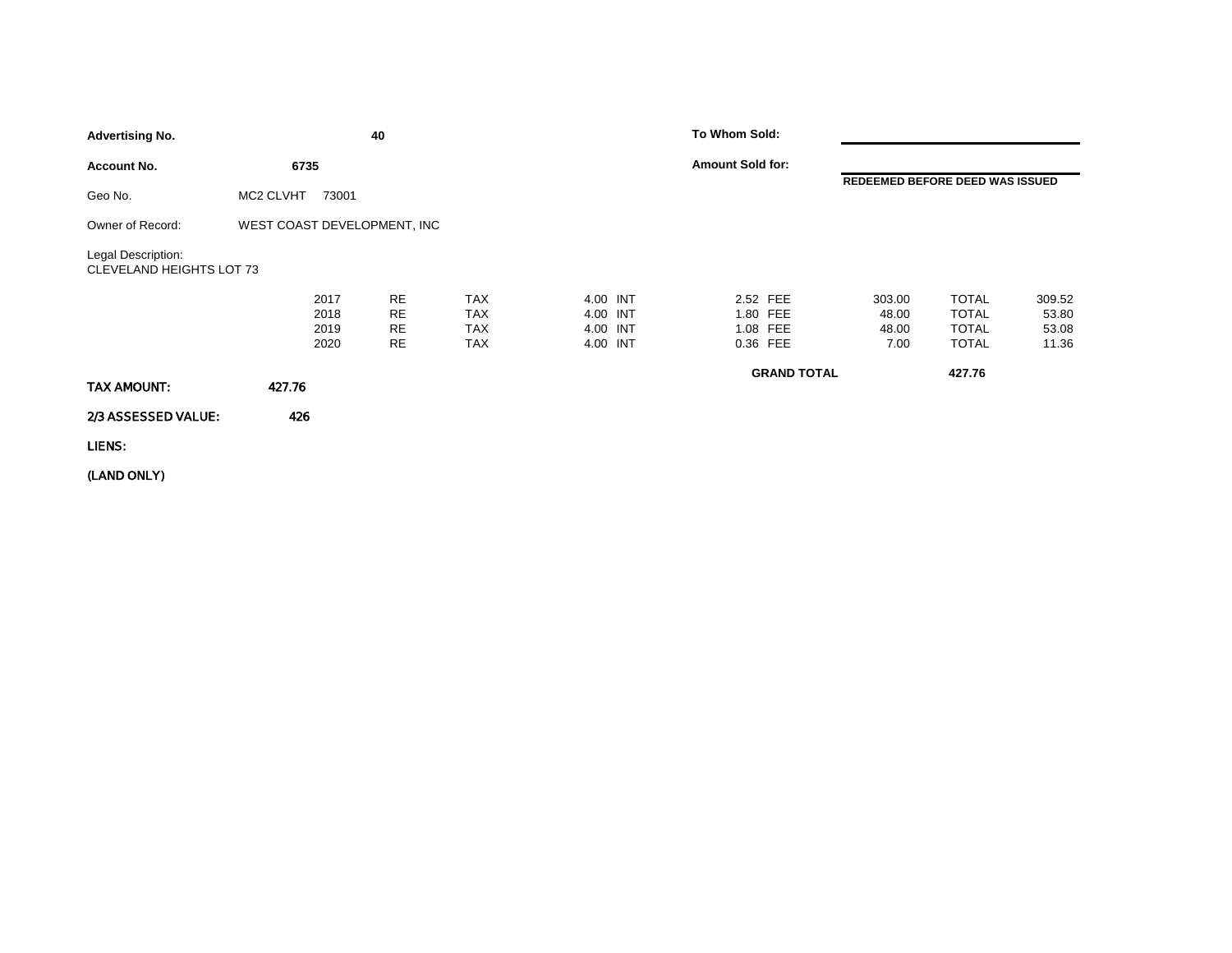**Advertising No.** **40**

**Account No.** **6735**

Geo No. MC2 CLVHT 73001

Owner of Record: WEST COAST DEVELOPMENT, INC

Legal Description:
CLEVELAND HEIGHTS LOT 73

**To Whom Sold:**

**Amount Sold for:**

**REDEEMED BEFORE DEED WAS ISSUED**

| Year | Type | | Interest | | Fee | | Tax | | Total |
|---|---|---|---|---|---|---|---|---|---|
| 2017 | RE | TAX | 4.00 | INT | 2.52 | FEE | 303.00 | TOTAL | 309.52 |
| 2018 | RE | TAX | 4.00 | INT | 1.80 | FEE | 48.00 | TOTAL | 53.80 |
| 2019 | RE | TAX | 4.00 | INT | 1.08 | FEE | 48.00 | TOTAL | 53.08 |
| 2020 | RE | TAX | 4.00 | INT | 0.36 | FEE | 7.00 | TOTAL | 11.36 |

**GRAND TOTAL** **427.76**

**TAX AMOUNT:** **427.76**

**2/3 ASSESSED VALUE:** **426**

**LIENS:**

**(LAND ONLY)**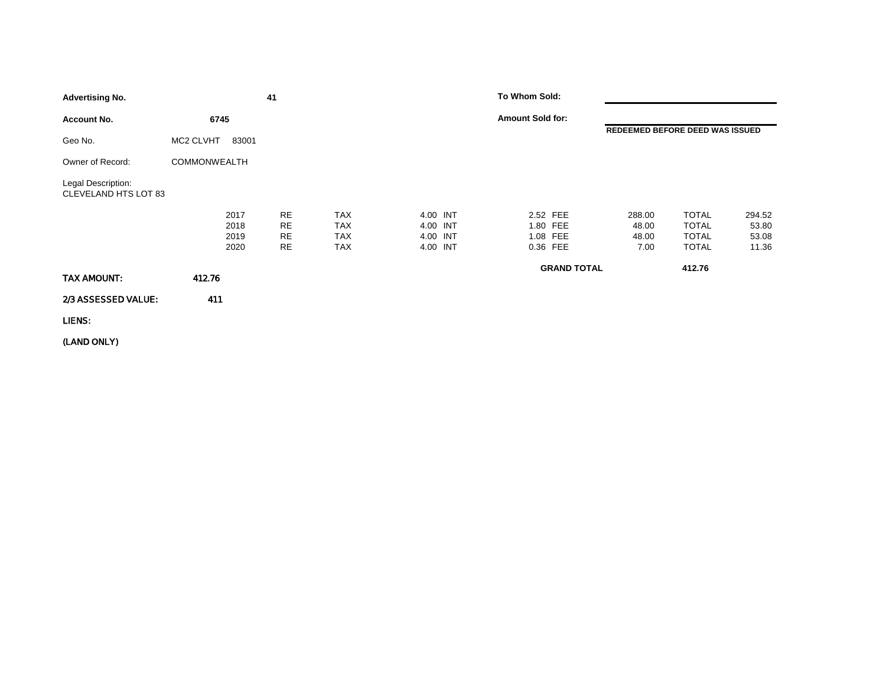**Advertising No.** **41**

**Account No.** **6745**

Geo No. MC2 CLVHT 83001

Owner of Record: COMMONWEALTH

Legal Description:
CLEVELAND HTS LOT 83

**To Whom Sold:**

**Amount Sold for:** **REDEEMED BEFORE DEED WAS ISSUED**

| Year | | | | | | | | | | |
|---|---|---|---|---|---|---|---|---|---|---|
| 2017 | RE | TAX | 4.00 | INT | 2.52 | FEE | 288.00 | TOTAL | 294.52 |
| 2018 | RE | TAX | 4.00 | INT | 1.80 | FEE | 48.00 | TOTAL | 53.80 |
| 2019 | RE | TAX | 4.00 | INT | 1.08 | FEE | 48.00 | TOTAL | 53.08 |
| 2020 | RE | TAX | 4.00 | INT | 0.36 | FEE | 7.00 | TOTAL | 11.36 |

**GRAND TOTAL** **412.76**

**TAX AMOUNT:** **412.76**

**2/3 ASSESSED VALUE:** **411**

**LIENS:**

**(LAND ONLY)**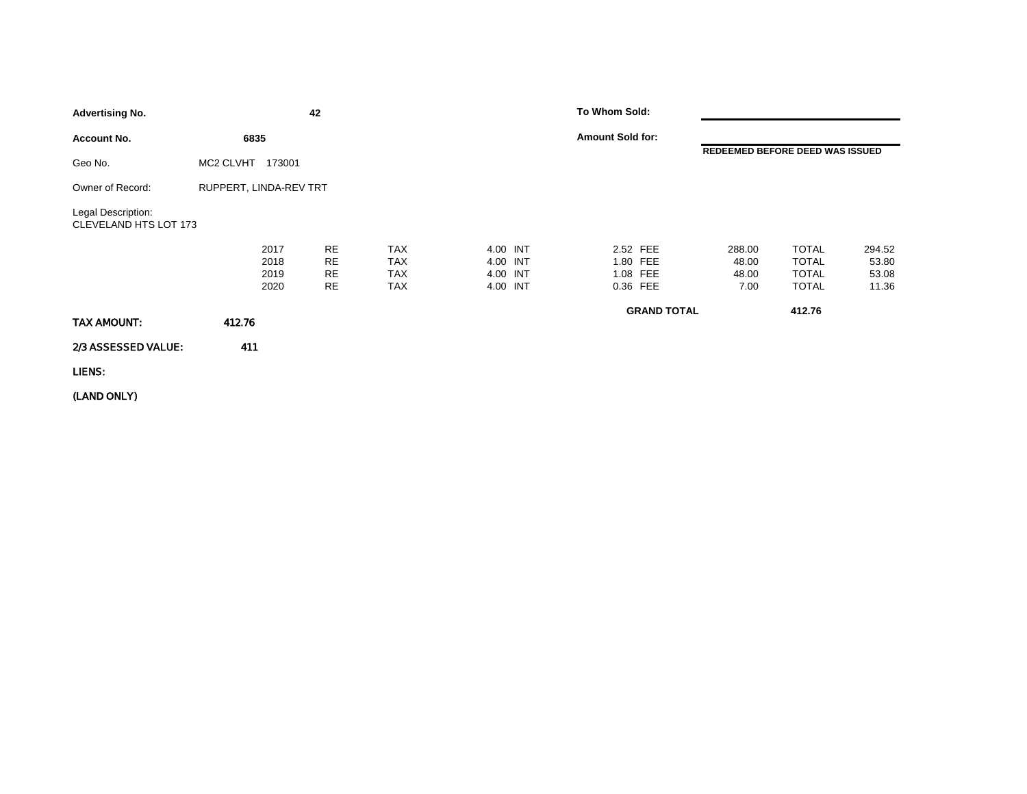**Advertising No.** **42**

**Account No.** **6835**

Geo No. MC2 CLVHT 173001

Owner of Record: RUPPERT, LINDA-REV TRT

Legal Description:
CLEVELAND HTS LOT 173

**To Whom Sold:**

**Amount Sold for:**

**REDEEMED BEFORE DEED WAS ISSUED**

| Year | Type | | Amount | | Amount | | Amount | | Total |
|---|---|---|---|---|---|---|---|---|---|
| 2017 | RE | TAX | 4.00 | INT | 2.52 | FEE | 288.00 | TOTAL | 294.52 |
| 2018 | RE | TAX | 4.00 | INT | 1.80 | FEE | 48.00 | TOTAL | 53.80 |
| 2019 | RE | TAX | 4.00 | INT | 1.08 | FEE | 48.00 | TOTAL | 53.08 |
| 2020 | RE | TAX | 4.00 | INT | 0.36 | FEE | 7.00 | TOTAL | 11.36 |

**GRAND TOTAL** **412.76**

**TAX AMOUNT:** **412.76**

**2/3 ASSESSED VALUE:** **411**

**LIENS:**

**(LAND ONLY)**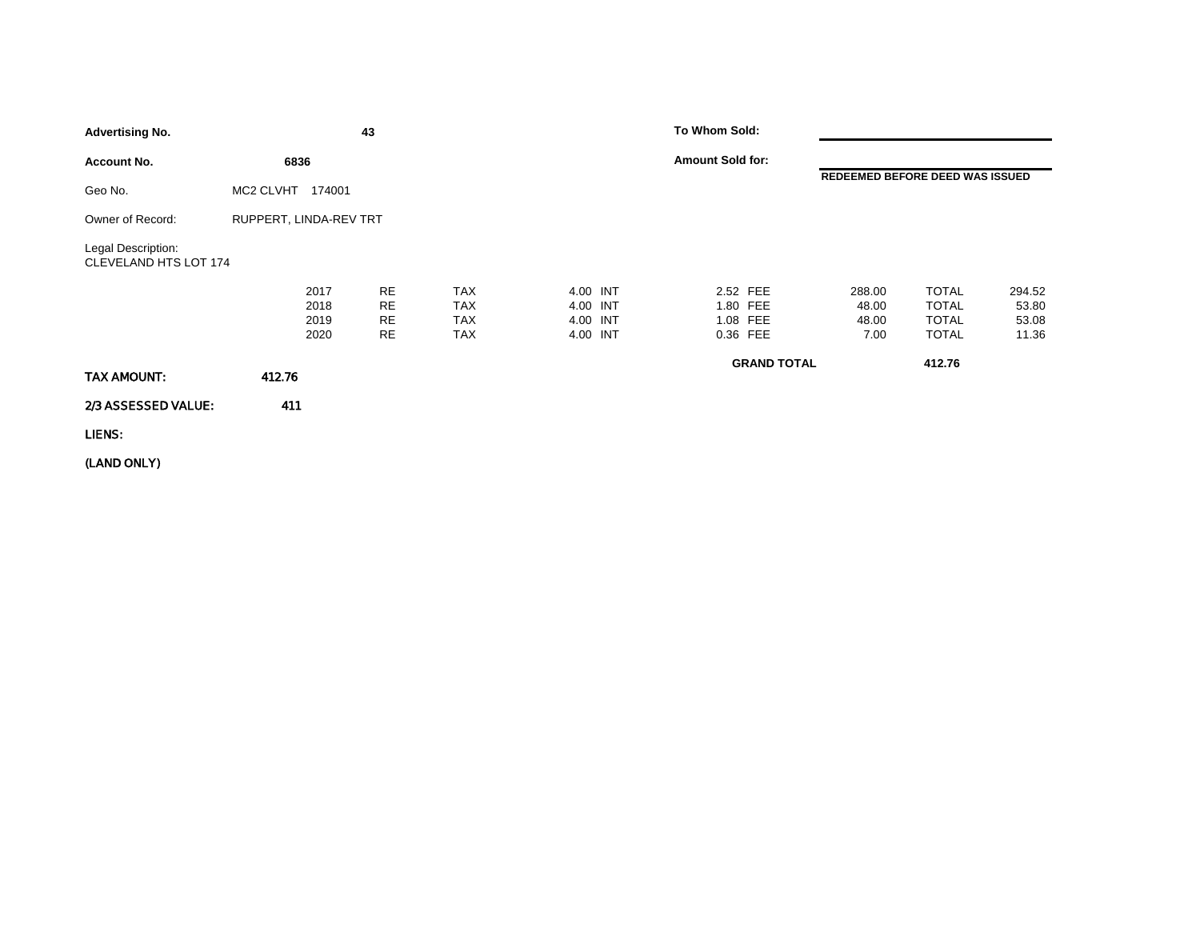**Advertising No.** **43**

**Account No.** **6836**

Geo No. MC2 CLVHT 174001

Owner of Record: RUPPERT, LINDA-REV TRT

Legal Description:
CLEVELAND HTS LOT 174

**To Whom Sold:**

**Amount Sold for:**

**REDEEMED BEFORE DEED WAS ISSUED**

| | | | | | | | | | | | |
|---|---|---|---|---|---|---|---|---|---|---|---|
| 2017 | RE | TAX | 4.00 | INT | 2.52 | FEE | 288.00 | TOTAL | 294.52 |
| 2018 | RE | TAX | 4.00 | INT | 1.80 | FEE | 48.00 | TOTAL | 53.80 |
| 2019 | RE | TAX | 4.00 | INT | 1.08 | FEE | 48.00 | TOTAL | 53.08 |
| 2020 | RE | TAX | 4.00 | INT | 0.36 | FEE | 7.00 | TOTAL | 11.36 |

**GRAND TOTAL** **412.76**

**TAX AMOUNT:** **412.76**

**2/3 ASSESSED VALUE:** **411**

**LIENS:**

**(LAND ONLY)**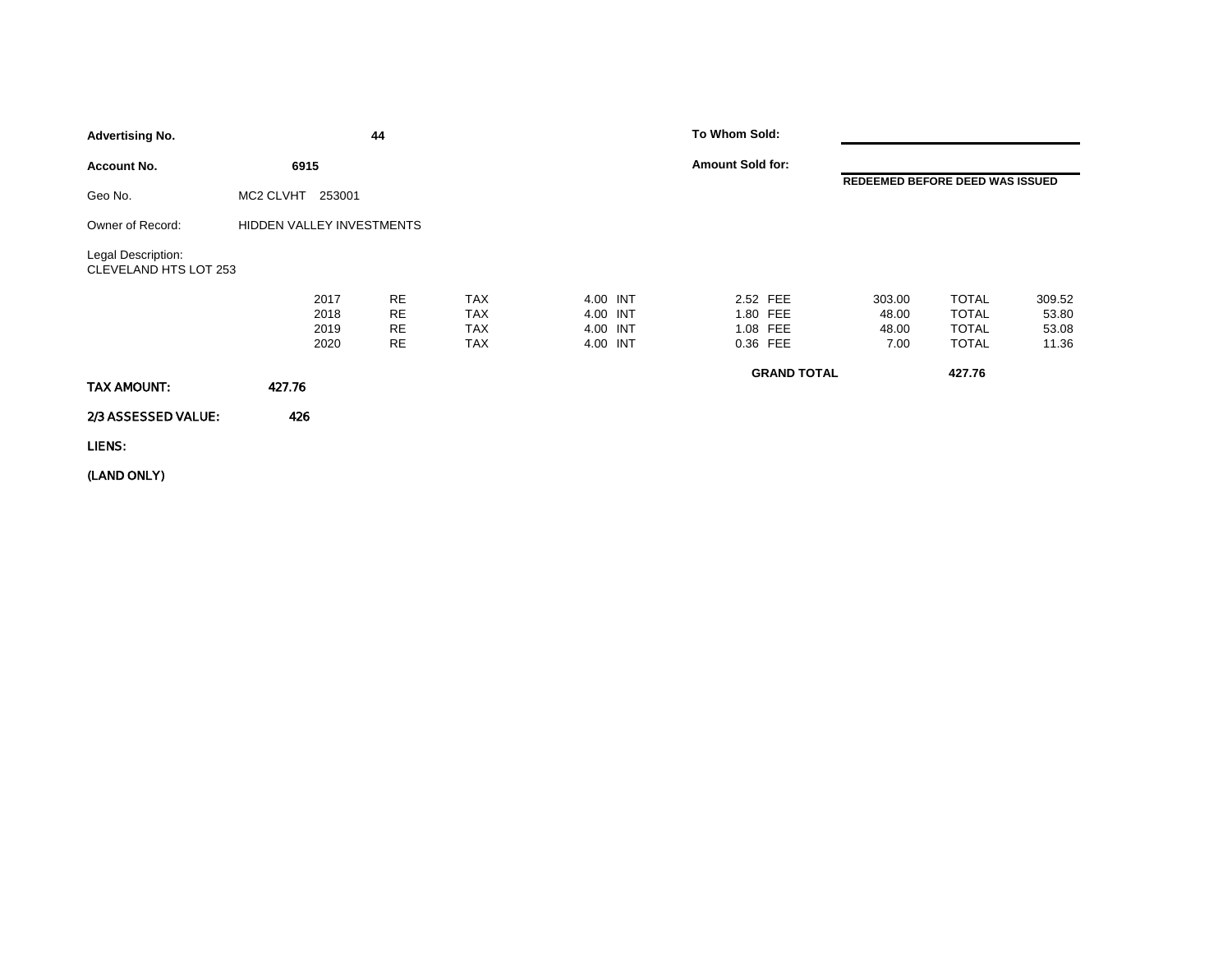**Advertising No.** **44**

**Account No.** **6915**

Geo No. MC2 CLVHT 253001

Owner of Record: HIDDEN VALLEY INVESTMENTS

Legal Description:
CLEVELAND HTS LOT 253

**To Whom Sold:**

**Amount Sold for:**

**REDEEMED BEFORE DEED WAS ISSUED**

| Year | Type | | Interest | | Fee | | Tax | | Total |
|---|---|---|---|---|---|---|---|---|---|
| 2017 | RE | TAX | 4.00 | INT | 2.52 | FEE | 303.00 | TOTAL | 309.52 |
| 2018 | RE | TAX | 4.00 | INT | 1.80 | FEE | 48.00 | TOTAL | 53.80 |
| 2019 | RE | TAX | 4.00 | INT | 1.08 | FEE | 48.00 | TOTAL | 53.08 |
| 2020 | RE | TAX | 4.00 | INT | 0.36 | FEE | 7.00 | TOTAL | 11.36 |

**GRAND TOTAL** **427.76**

**TAX AMOUNT:** **427.76**

**2/3 ASSESSED VALUE:** **426**

**LIENS:**

**(LAND ONLY)**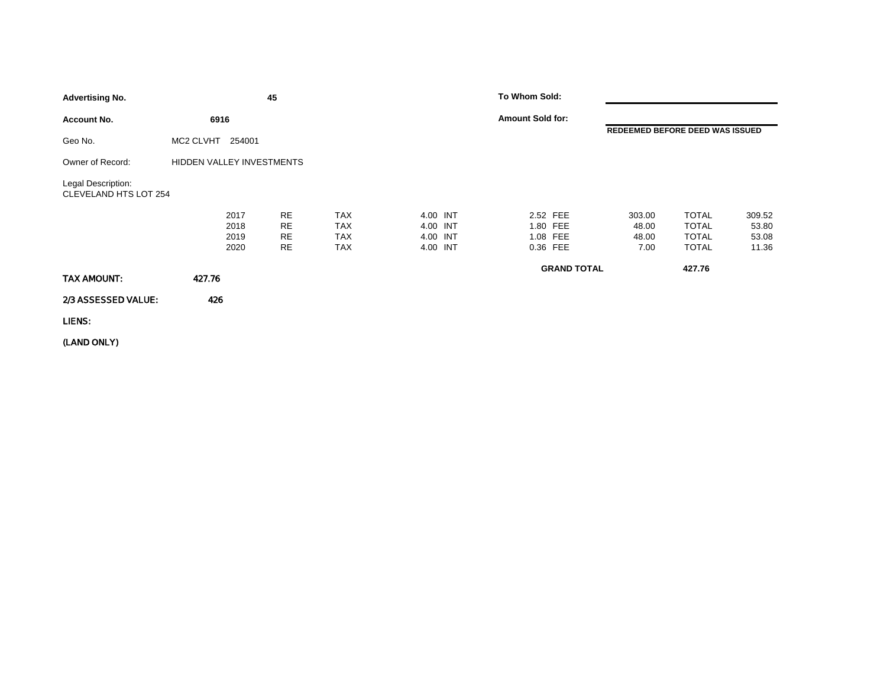**Advertising No.** **45**

**To Whom Sold:**

**Account No.** **6916**

**Amount Sold for:**

**REDEEMED BEFORE DEED WAS ISSUED**

Geo No. MC2 CLVHT 254001

Owner of Record: HIDDEN VALLEY INVESTMENTS

Legal Description:
CLEVELAND HTS LOT 254

| Year | Type | | Amount | | Amount | | Amount | | Amount |
|---|---|---|---|---|---|---|---|---|---|
| 2017 | RE | TAX | 4.00 | INT | 2.52 | FEE | 303.00 | TOTAL | 309.52 |
| 2018 | RE | TAX | 4.00 | INT | 1.80 | FEE | 48.00 | TOTAL | 53.80 |
| 2019 | RE | TAX | 4.00 | INT | 1.08 | FEE | 48.00 | TOTAL | 53.08 |
| 2020 | RE | TAX | 4.00 | INT | 0.36 | FEE | 7.00 | TOTAL | 11.36 |

**GRAND TOTAL** **427.76**

**TAX AMOUNT:** **427.76**

**2/3 ASSESSED VALUE:** **426**

**LIENS:**

**(LAND ONLY)**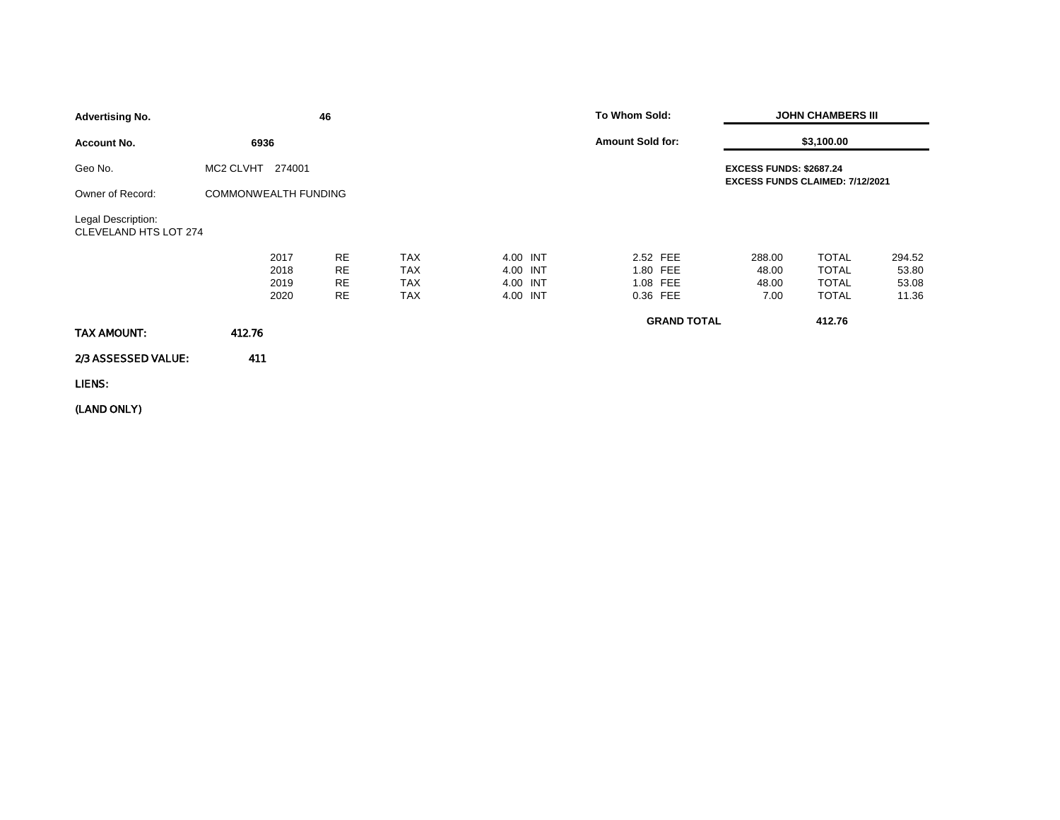| | | | |
|---|---|---|---|
| **Advertising No.** | **46** | **To Whom Sold:** | **JOHN CHAMBERS III** |
| **Account No.** | **6936** | **Amount Sold for:** | **$3,100.00** |
| Geo No. | MC2 CLVHT 274001 | | **EXCESS FUNDS: $2687.24** <br> **EXCESS FUNDS CLAIMED: 7/12/2021** |
| Owner of Record: | COMMONWEALTH FUNDING | | |

Legal Description:
CLEVELAND HTS LOT 274

| Year | Type | | INT | | FEE | | | TOTAL |
|---|---|---|---|---|---|---|---|---|
| 2017 | RE | TAX | 4.00 | INT | 2.52 | FEE | 288.00 | TOTAL | 294.52 |
| 2018 | RE | TAX | 4.00 | INT | 1.80 | FEE | 48.00 | TOTAL | 53.80 |
| 2019 | RE | TAX | 4.00 | INT | 1.08 | FEE | 48.00 | TOTAL | 53.08 |
| 2020 | RE | TAX | 4.00 | INT | 0.36 | FEE | 7.00 | TOTAL | 11.36 |

**GRAND TOTAL** 412.76

**TAX AMOUNT:** 412.76

**2/3 ASSESSED VALUE:** 411

**LIENS:**

**(LAND ONLY)**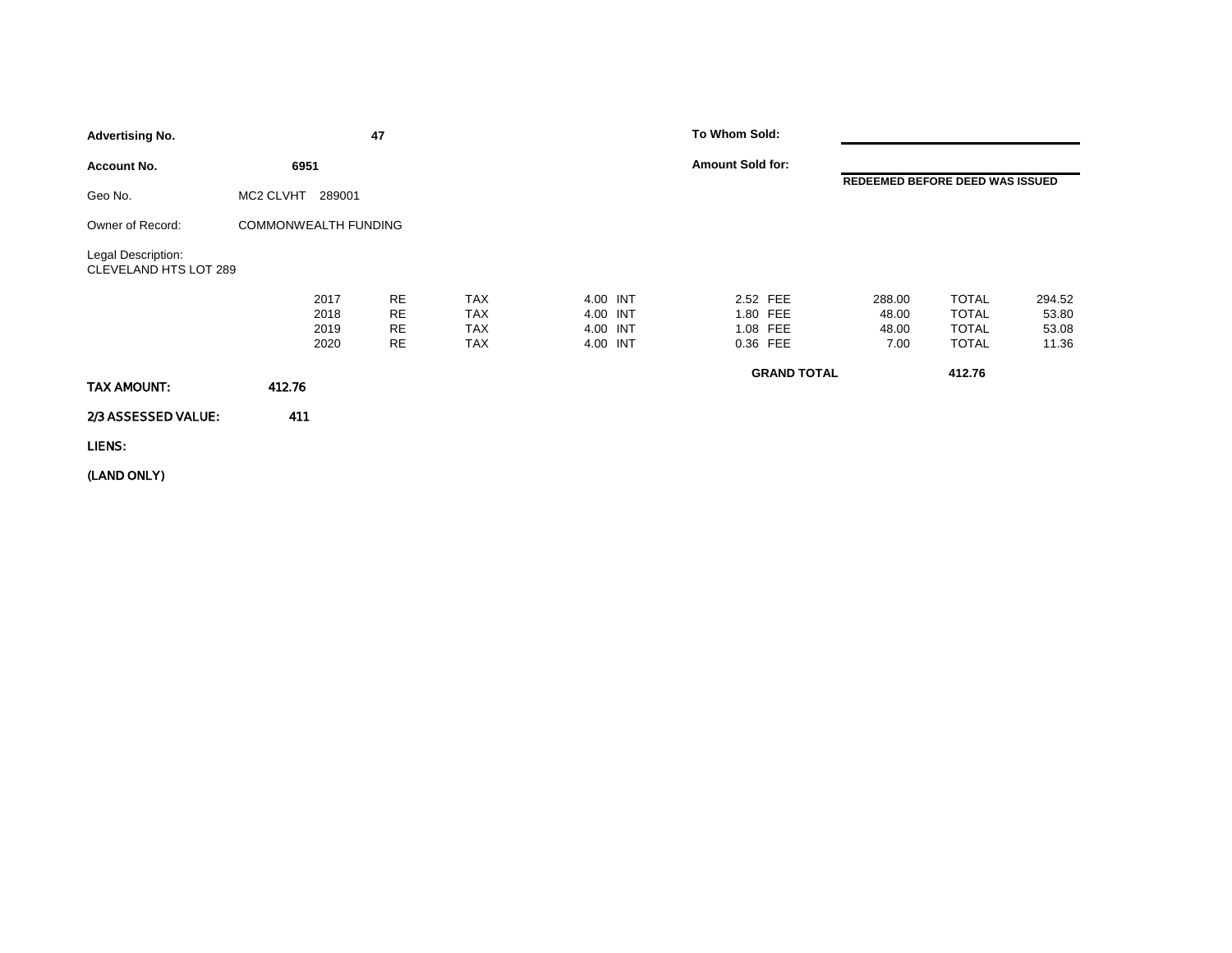**Advertising No.** **47**

**Account No.** **6951**

Geo No. MC2 CLVHT 289001

Owner of Record: COMMONWEALTH FUNDING

Legal Description:
CLEVELAND HTS LOT 289

**To Whom Sold:**

**Amount Sold for:**

**REDEEMED BEFORE DEED WAS ISSUED**

| Year | Type | | Interest | | Fee | | Tax | | Total |
|---|---|---|---|---|---|---|---|---|---|
| 2017 | RE | TAX | 4.00 | INT | 2.52 | FEE | 288.00 | TOTAL | 294.52 |
| 2018 | RE | TAX | 4.00 | INT | 1.80 | FEE | 48.00 | TOTAL | 53.80 |
| 2019 | RE | TAX | 4.00 | INT | 1.08 | FEE | 48.00 | TOTAL | 53.08 |
| 2020 | RE | TAX | 4.00 | INT | 0.36 | FEE | 7.00 | TOTAL | 11.36 |

**GRAND TOTAL** **412.76**

**TAX AMOUNT:** **412.76**

**2/3 ASSESSED VALUE:** **411**

**LIENS:**

**(LAND ONLY)**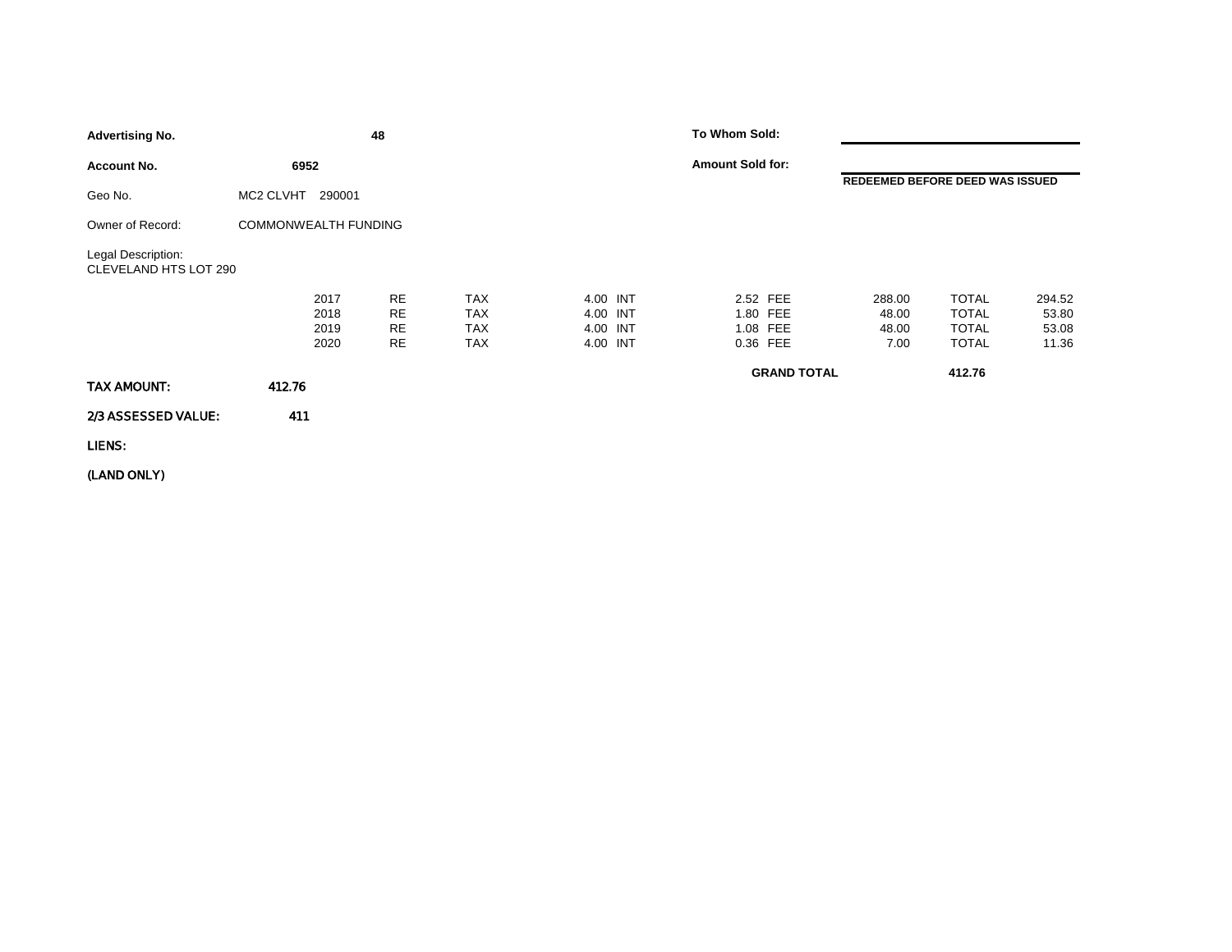**Advertising No.** **48**

**Account No.** **6952**

Geo No. MC2 CLVHT 290001

Owner of Record: COMMONWEALTH FUNDING

Legal Description:
CLEVELAND HTS LOT 290

**To Whom Sold:**

**Amount Sold for:**

**REDEEMED BEFORE DEED WAS ISSUED**

| Year | Type | | Interest | | Fee | | Tax | | Total |
|---|---|---|---|---|---|---|---|---|---|
| 2017 | RE | TAX | 4.00 | INT | 2.52 | FEE | 288.00 | TOTAL | 294.52 |
| 2018 | RE | TAX | 4.00 | INT | 1.80 | FEE | 48.00 | TOTAL | 53.80 |
| 2019 | RE | TAX | 4.00 | INT | 1.08 | FEE | 48.00 | TOTAL | 53.08 |
| 2020 | RE | TAX | 4.00 | INT | 0.36 | FEE | 7.00 | TOTAL | 11.36 |

**GRAND TOTAL** **412.76**

**TAX AMOUNT:** **412.76**

**2/3 ASSESSED VALUE:** **411**

**LIENS:**

**(LAND ONLY)**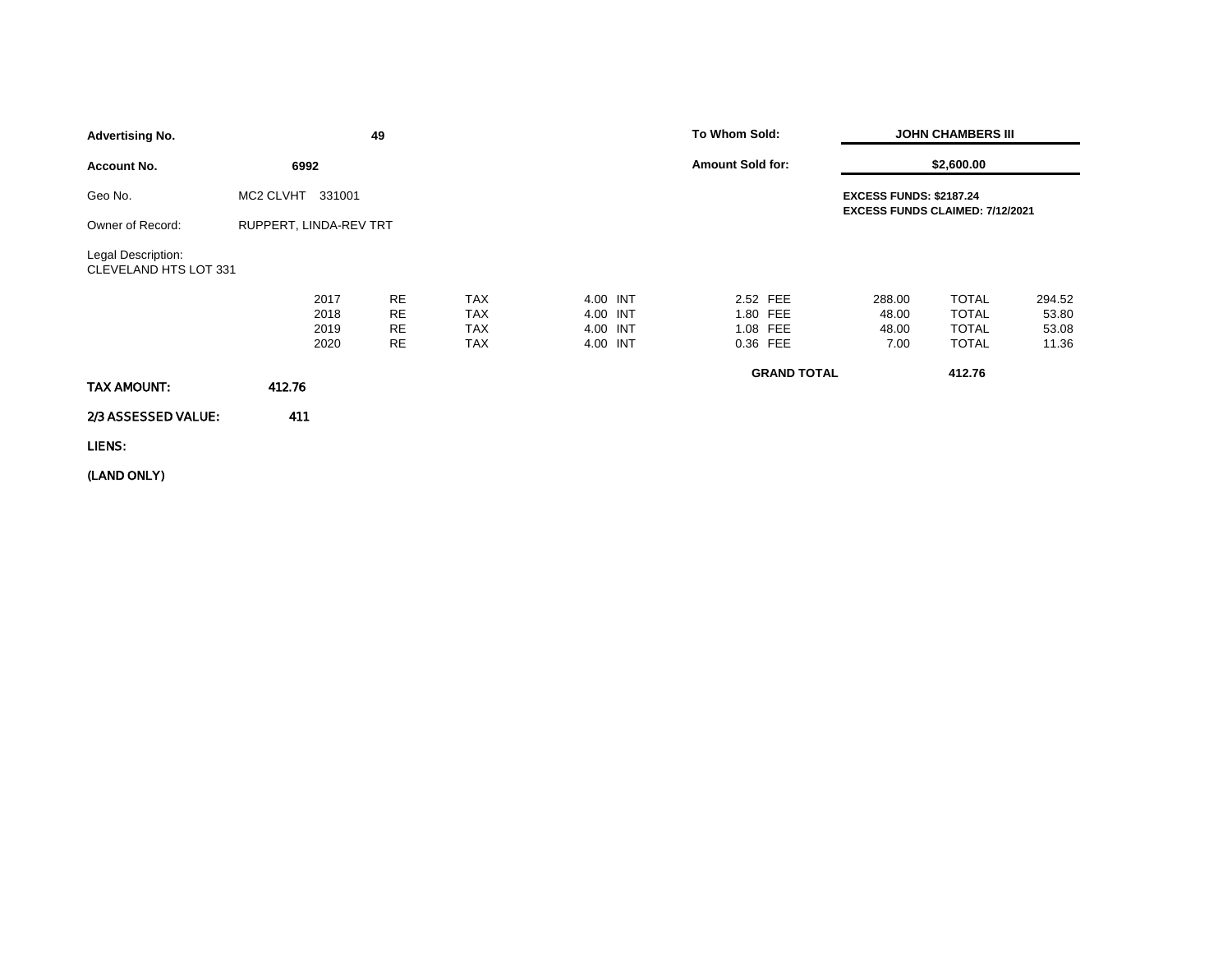**Advertising No.** **49**

**Account No.** **6992**

Geo No. MC2 CLVHT 331001

Owner of Record: RUPPERT, LINDA-REV TRT

Legal Description:
CLEVELAND HTS LOT 331

**To Whom Sold:** **JOHN CHAMBERS III**

**Amount Sold for:** **$2,600.00**

**EXCESS FUNDS: $2187.24**
**EXCESS FUNDS CLAIMED: 7/12/2021**

| Year | | | | | | | | | | |
|---|---|---|---|---|---|---|---|---|---|---|
| 2017 | RE | TAX | 4.00 | INT | 2.52 | FEE | 288.00 | TOTAL | 294.52 |
| 2018 | RE | TAX | 4.00 | INT | 1.80 | FEE | 48.00 | TOTAL | 53.80 |
| 2019 | RE | TAX | 4.00 | INT | 1.08 | FEE | 48.00 | TOTAL | 53.08 |
| 2020 | RE | TAX | 4.00 | INT | 0.36 | FEE | 7.00 | TOTAL | 11.36 |

**GRAND TOTAL** **412.76**

**TAX AMOUNT:** **412.76**

**2/3 ASSESSED VALUE:** **411**

**LIENS:**

**(LAND ONLY)**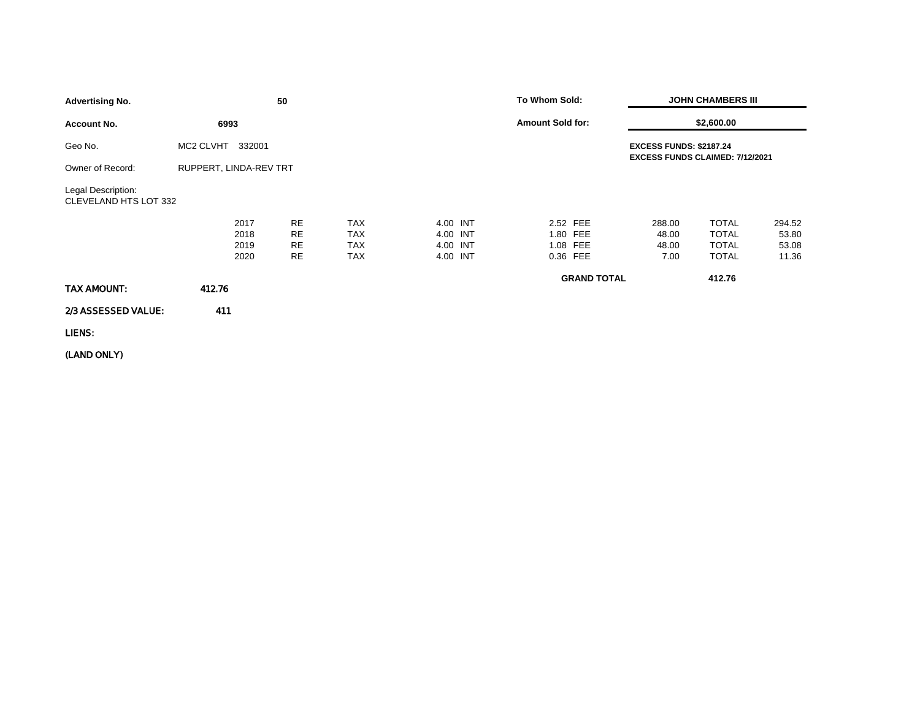| | | | |
|---|---|---|---|
| **Advertising No.** | **50** | **To Whom Sold:** | **JOHN CHAMBERS III** |
| **Account No.** | **6993** | **Amount Sold for:** | **$2,600.00** |
| Geo No. | MC2 CLVHT 332001 | | **EXCESS FUNDS: $2187.24** **EXCESS FUNDS CLAIMED: 7/12/2021** |
| Owner of Record: | RUPPERT, LINDA-REV TRT | | |

Legal Description:
CLEVELAND HTS LOT 332

| Year | Type | | | | | | | | | |
|---|---|---|---|---|---|---|---|---|---|---|
| 2017 | RE | TAX | 4.00 | INT | 2.52 | FEE | 288.00 | TOTAL | 294.52 |
| 2018 | RE | TAX | 4.00 | INT | 1.80 | FEE | 48.00 | TOTAL | 53.80 |
| 2019 | RE | TAX | 4.00 | INT | 1.08 | FEE | 48.00 | TOTAL | 53.08 |
| 2020 | RE | TAX | 4.00 | INT | 0.36 | FEE | 7.00 | TOTAL | 11.36 |
| | | | | | | **GRAND TOTAL** | | **412.76** | |

**TAX AMOUNT:** 412.76

**2/3 ASSESSED VALUE:** 411

**LIENS:**

**(LAND ONLY)**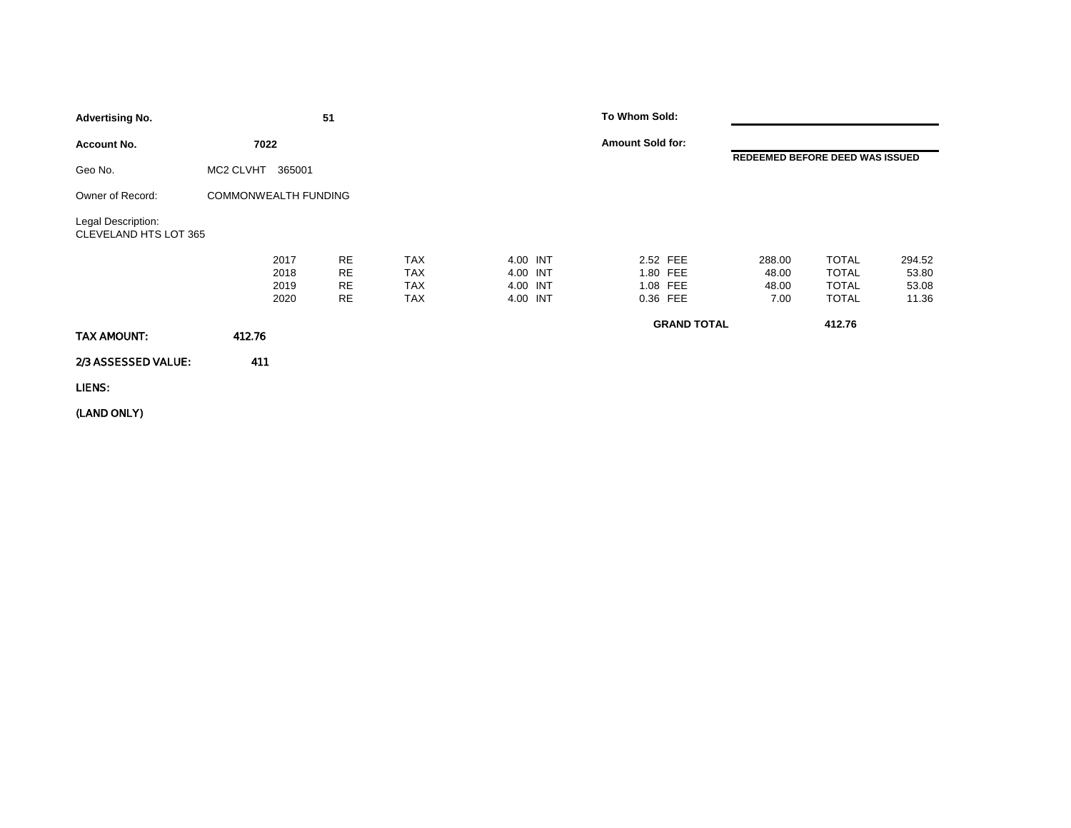**Advertising No.** 51

**Account No.** 7022

Geo No. MC2 CLVHT 365001

Owner of Record: COMMONWEALTH FUNDING

Legal Description:
CLEVELAND HTS LOT 365

**To Whom Sold:**

**Amount Sold for:**

**REDEEMED BEFORE DEED WAS ISSUED**

| Year | Type | | Amount | | Amount | | Amount | | Amount |
|---|---|---|---|---|---|---|---|---|---|
| 2017 | RE | TAX | 4.00 | INT | 2.52 | FEE | 288.00 | TOTAL | 294.52 |
| 2018 | RE | TAX | 4.00 | INT | 1.80 | FEE | 48.00 | TOTAL | 53.80 |
| 2019 | RE | TAX | 4.00 | INT | 1.08 | FEE | 48.00 | TOTAL | 53.08 |
| 2020 | RE | TAX | 4.00 | INT | 0.36 | FEE | 7.00 | TOTAL | 11.36 |

**GRAND TOTAL** **412.76**

**TAX AMOUNT:** **412.76**

**2/3 ASSESSED VALUE:** **411**

**LIENS:**

**(LAND ONLY)**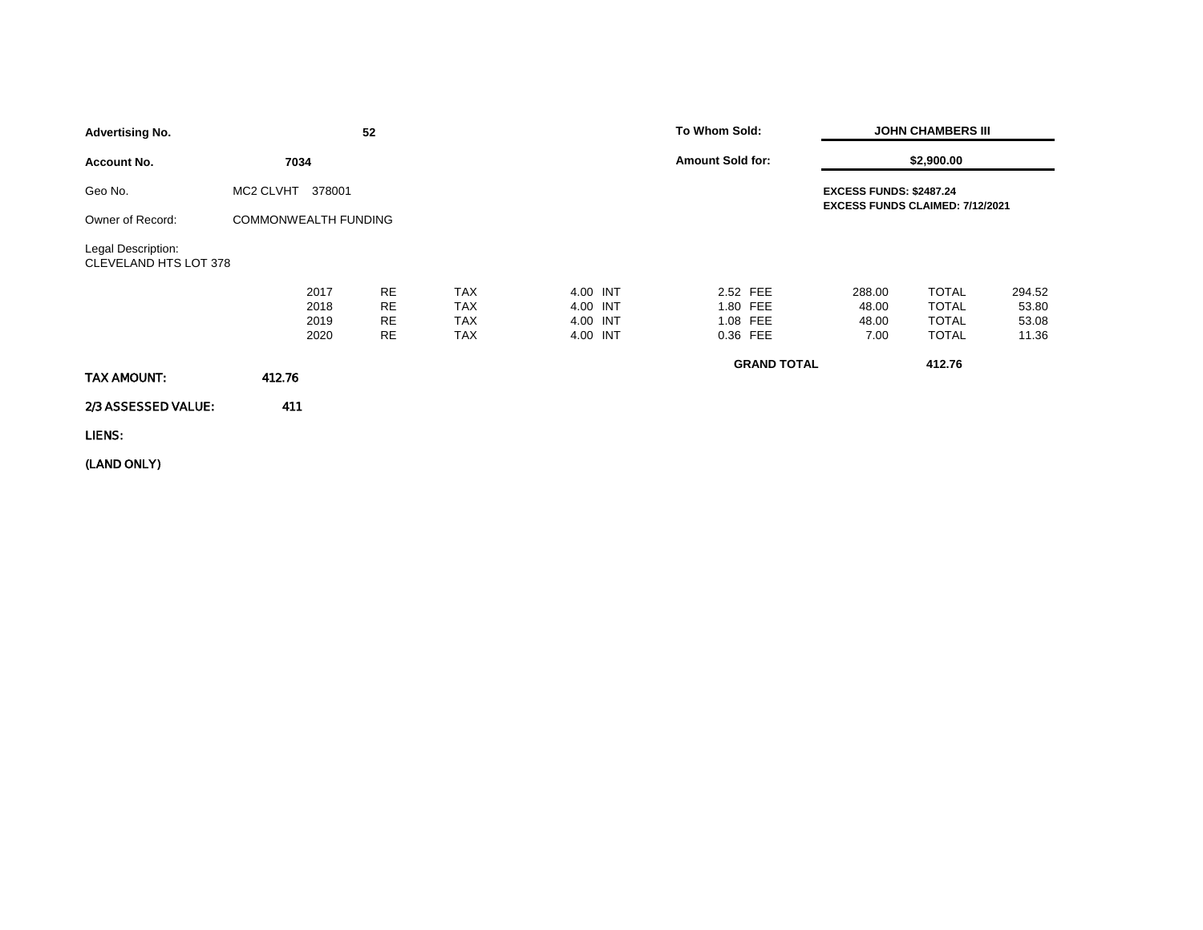**Advertising No.** **52**

**Account No.** **7034**

Geo No. MC2 CLVHT 378001

Owner of Record: COMMONWEALTH FUNDING

Legal Description:
CLEVELAND HTS LOT 378

**To Whom Sold:** **JOHN CHAMBERS III**

**Amount Sold for:** **$2,900.00**

**EXCESS FUNDS: $2487.24**
**EXCESS FUNDS CLAIMED: 7/12/2021**

| Year | | | | | | | | | | |
|---|---|---|---|---|---|---|---|---|---|---|
| 2017 | RE | TAX | 4.00 | INT | 2.52 | FEE | 288.00 | TOTAL | 294.52 |
| 2018 | RE | TAX | 4.00 | INT | 1.80 | FEE | 48.00 | TOTAL | 53.80 |
| 2019 | RE | TAX | 4.00 | INT | 1.08 | FEE | 48.00 | TOTAL | 53.08 |
| 2020 | RE | TAX | 4.00 | INT | 0.36 | FEE | 7.00 | TOTAL | 11.36 |

**GRAND TOTAL** **412.76**

**TAX AMOUNT:** **412.76**

**2/3 ASSESSED VALUE:** **411**

**LIENS:**

**(LAND ONLY)**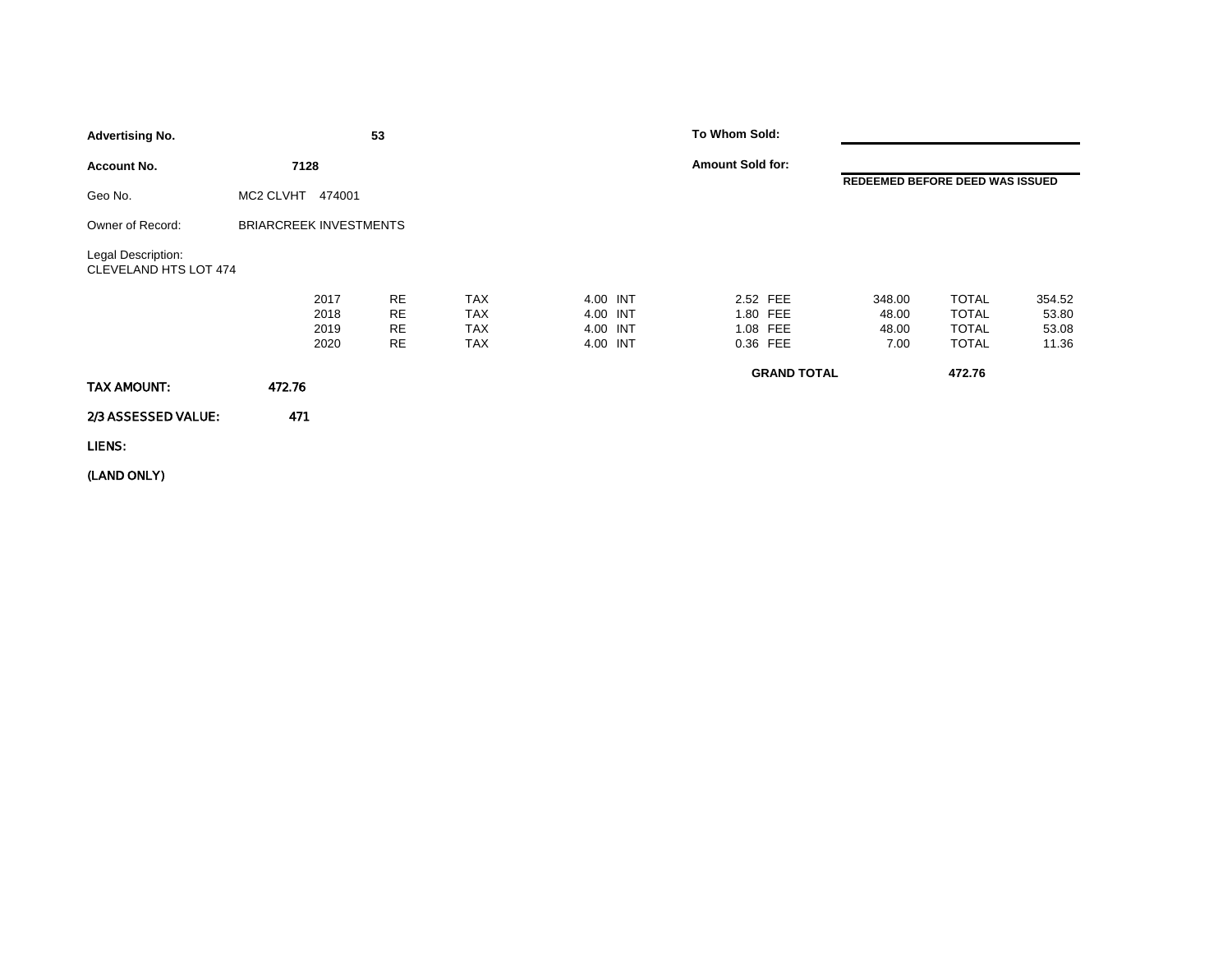**Advertising No.** **53**

**Account No.** **7128**

Geo No. MC2 CLVHT 474001

Owner of Record: BRIARCREEK INVESTMENTS

Legal Description:
CLEVELAND HTS LOT 474

**To Whom Sold:**

**Amount Sold for:**

**REDEEMED BEFORE DEED WAS ISSUED**

| Year | Type | | | | | | | | |
|---|---|---|---|---|---|---|---|---|---|
| 2017 | RE | TAX | 4.00 | INT | 2.52 | FEE | 348.00 | TOTAL | 354.52 |
| 2018 | RE | TAX | 4.00 | INT | 1.80 | FEE | 48.00 | TOTAL | 53.80 |
| 2019 | RE | TAX | 4.00 | INT | 1.08 | FEE | 48.00 | TOTAL | 53.08 |
| 2020 | RE | TAX | 4.00 | INT | 0.36 | FEE | 7.00 | TOTAL | 11.36 |

**GRAND TOTAL** **472.76**

**TAX AMOUNT:** **472.76**

**2/3 ASSESSED VALUE:** **471**

**LIENS:**

**(LAND ONLY)**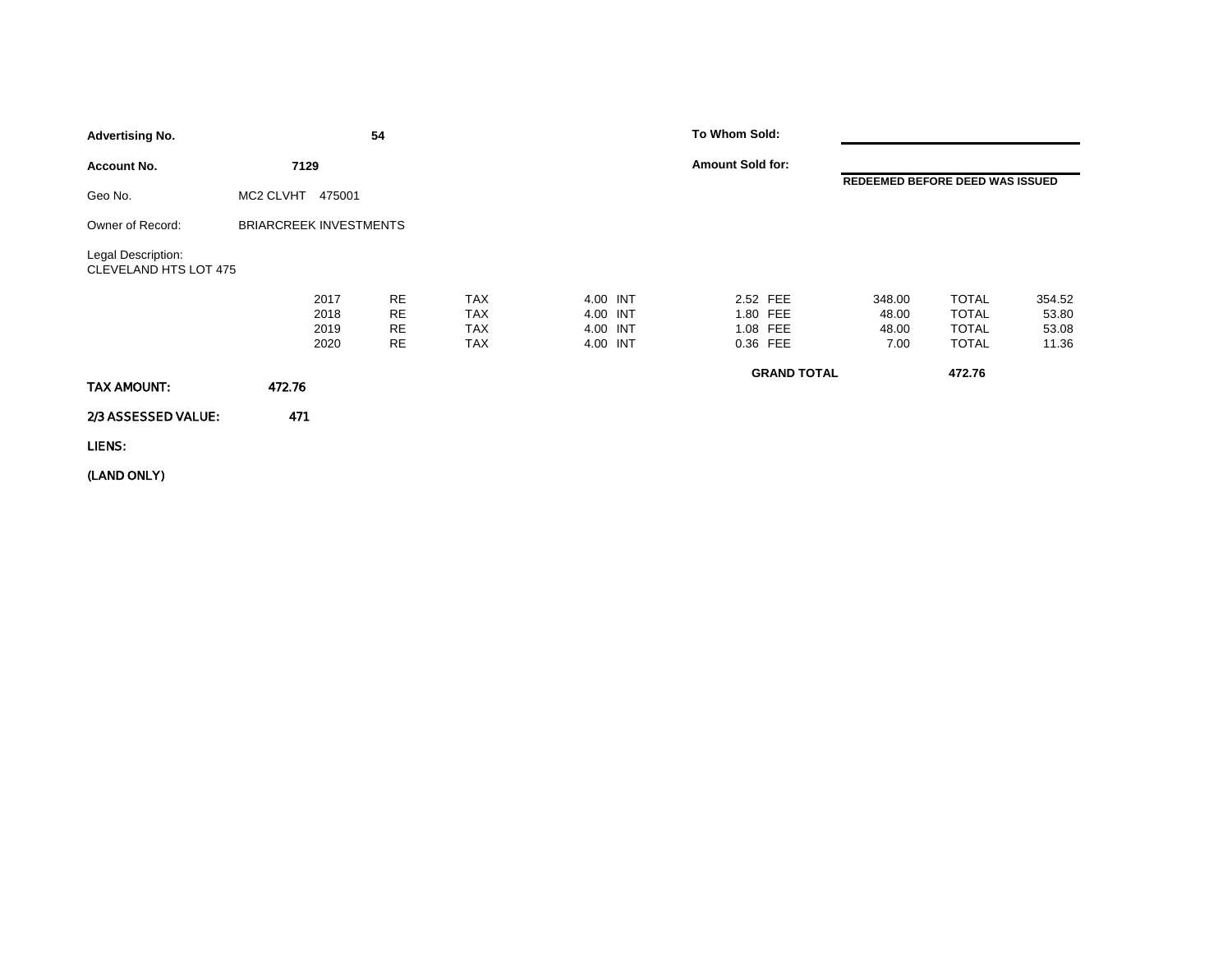**Advertising No.** **54**

**Account No.** **7129**

Geo No. MC2 CLVHT 475001

Owner of Record: BRIARCREEK INVESTMENTS

Legal Description:
CLEVELAND HTS LOT 475

**To Whom Sold:**

**Amount Sold for:**

**REDEEMED BEFORE DEED WAS ISSUED**

| Year | Type | | Amount | | Amount | | Amount | | Amount |
|---|---|---|---|---|---|---|---|---|---|
| 2017 | RE | TAX | 4.00 | INT | 2.52 | FEE | 348.00 | TOTAL | 354.52 |
| 2018 | RE | TAX | 4.00 | INT | 1.80 | FEE | 48.00 | TOTAL | 53.80 |
| 2019 | RE | TAX | 4.00 | INT | 1.08 | FEE | 48.00 | TOTAL | 53.08 |
| 2020 | RE | TAX | 4.00 | INT | 0.36 | FEE | 7.00 | TOTAL | 11.36 |

**GRAND TOTAL** **472.76**

**TAX AMOUNT:** **472.76**

**2/3 ASSESSED VALUE:** **471**

**LIENS:**

**(LAND ONLY)**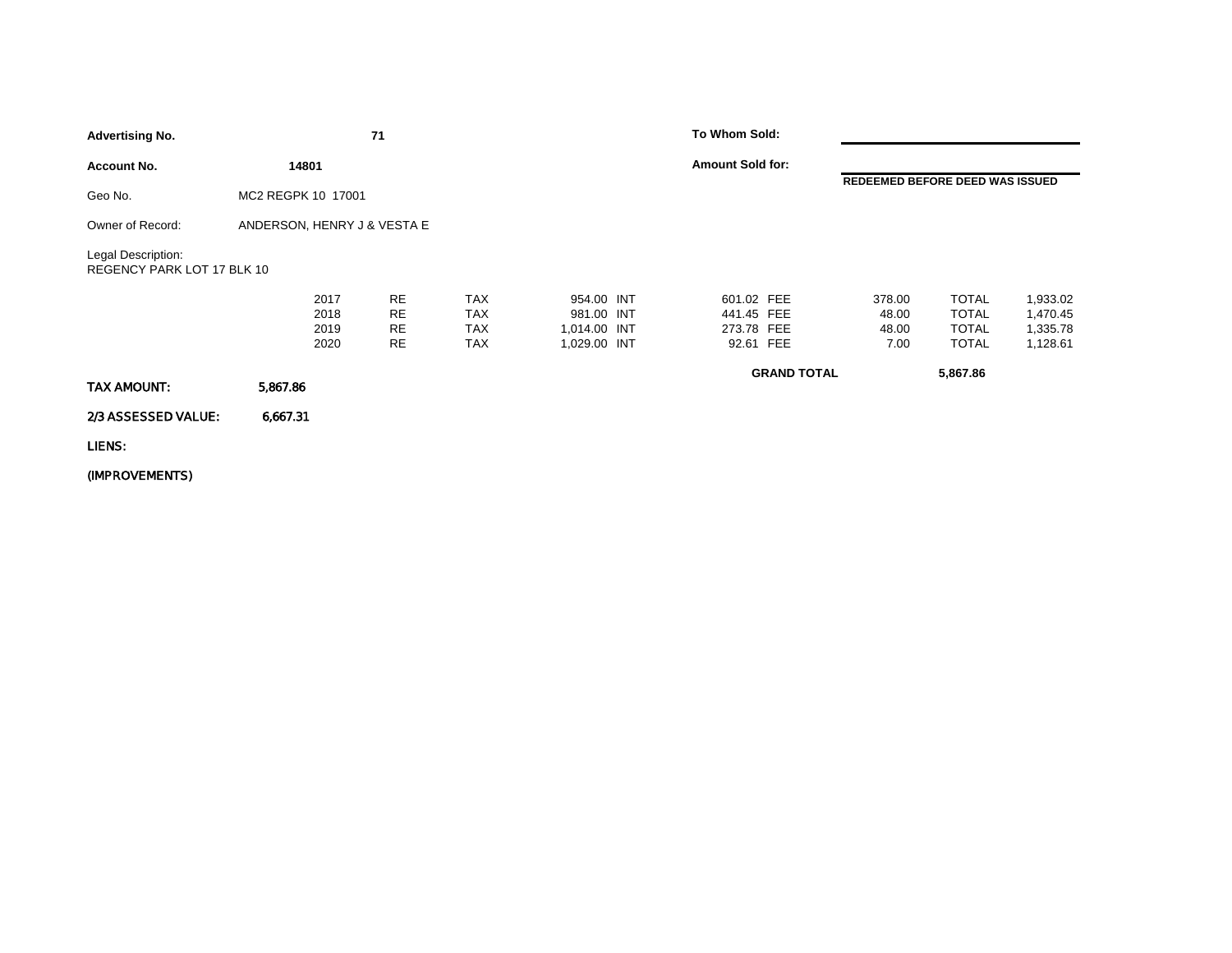**Advertising No.** **71**

**Account No.** **14801**

Geo No. MC2 REGPK 10 17001

Owner of Record: ANDERSON, HENRY J & VESTA E

Legal Description:
REGENCY PARK LOT 17 BLK 10

**To Whom Sold:**

**Amount Sold for:**

**REDEEMED BEFORE DEED WAS ISSUED**

| Year | Type | | Tax | | Int | | Fee | | Total |
|---|---|---|---|---|---|---|---|---|---|
| 2017 | RE | TAX | 954.00 | INT | 601.02 | FEE | 378.00 | TOTAL | 1,933.02 |
| 2018 | RE | TAX | 981.00 | INT | 441.45 | FEE | 48.00 | TOTAL | 1,470.45 |
| 2019 | RE | TAX | 1,014.00 | INT | 273.78 | FEE | 48.00 | TOTAL | 1,335.78 |
| 2020 | RE | TAX | 1,029.00 | INT | 92.61 | FEE | 7.00 | TOTAL | 1,128.61 |

**GRAND TOTAL** **5,867.86**

**TAX AMOUNT:** **5,867.86**

**2/3 ASSESSED VALUE:** **6,667.31**

**LIENS:**

**(IMPROVEMENTS)**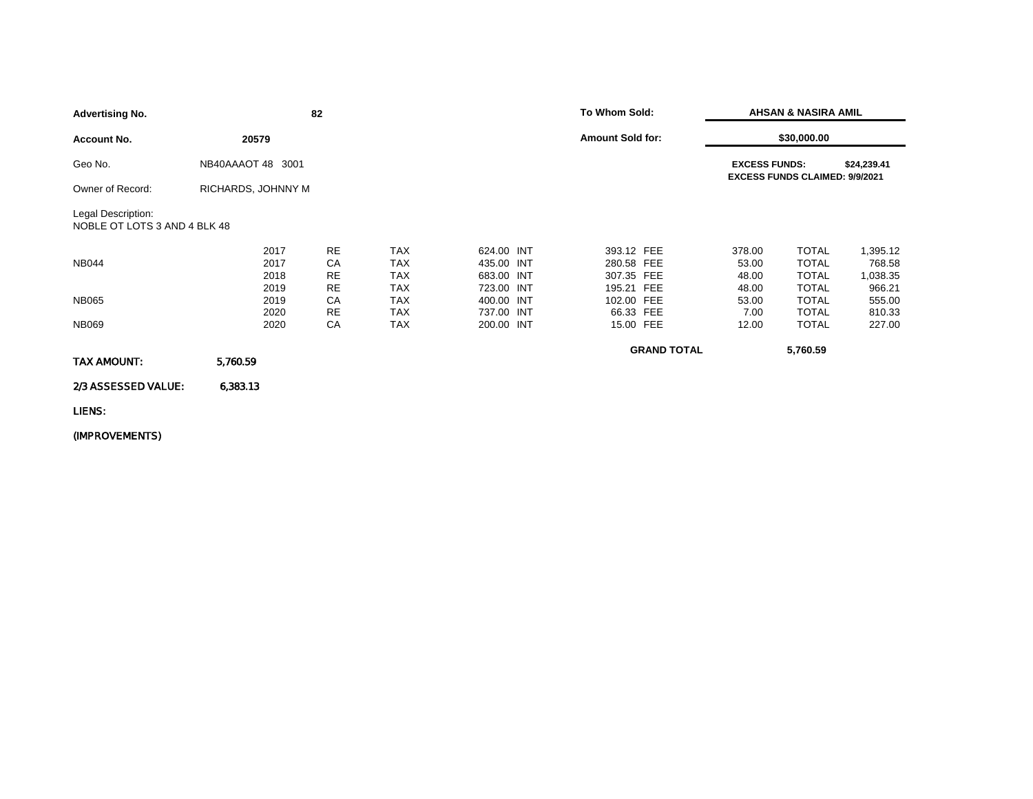**Advertising No.** 82

**Account No.** 20579

Geo No. NB40AAAOT 48 3001

Owner of Record: RICHARDS, JOHNNY M

Legal Description:
NOBLE OT LOTS 3 AND 4 BLK 48

**To Whom Sold:** **AHSAN & NASIRA AMIL**

**Amount Sold for:** **$30,000.00**

**EXCESS FUNDS:** **$24,239.41**
**EXCESS FUNDS CLAIMED: 9/9/2021**

| | Year | Type | | Tax | | Int | | Fee | | Total |
|---|---|---|---|---|---|---|---|---|---|---|
| | 2017 | RE | TAX | 624.00 | INT | 393.12 | FEE | 378.00 | TOTAL | 1,395.12 |
| NB044 | 2017 | CA | TAX | 435.00 | INT | 280.58 | FEE | 53.00 | TOTAL | 768.58 |
| | 2018 | RE | TAX | 683.00 | INT | 307.35 | FEE | 48.00 | TOTAL | 1,038.35 |
| | 2019 | RE | TAX | 723.00 | INT | 195.21 | FEE | 48.00 | TOTAL | 966.21 |
| NB065 | 2019 | CA | TAX | 400.00 | INT | 102.00 | FEE | 53.00 | TOTAL | 555.00 |
| | 2020 | RE | TAX | 737.00 | INT | 66.33 | FEE | 7.00 | TOTAL | 810.33 |
| NB069 | 2020 | CA | TAX | 200.00 | INT | 15.00 | FEE | 12.00 | TOTAL | 227.00 |

**GRAND TOTAL** **5,760.59**

**TAX AMOUNT:** **5,760.59**

**2/3 ASSESSED VALUE:** **6,383.13**

**LIENS:**

**(IMPROVEMENTS)**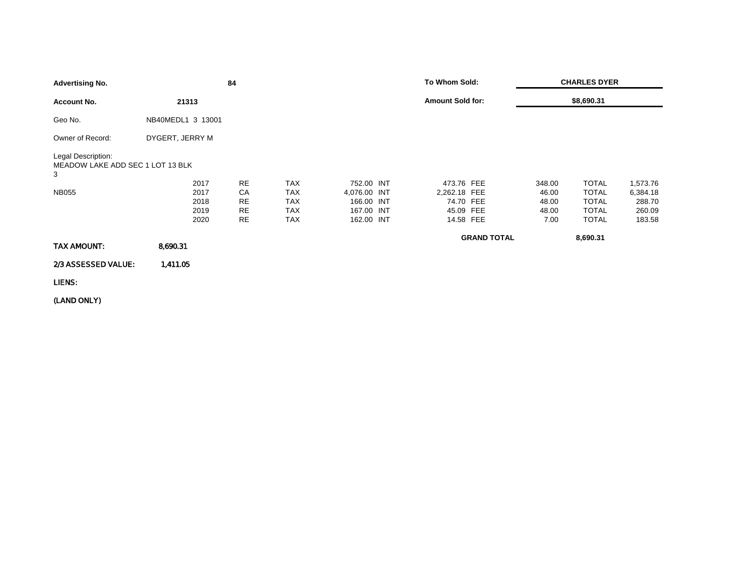| | | | |
|---|---|---|---|
| **Advertising No.** | **84** | **To Whom Sold:** | **CHARLES DYER** |
| **Account No.** | **21313** | **Amount Sold for:** | **$8,690.31** |

Geo No. NB40MEDL1 3 13001

Owner of Record: DYGERT, JERRY M

Legal Description:
MEADOW LAKE ADD SEC 1 LOT 13 BLK 3

| | Year | Type | | Tax | | Int | | Fee | | Total |
|---|---|---|---|---|---|---|---|---|---|---|
| | 2017 | RE | TAX | 752.00 | INT | 473.76 | FEE | 348.00 | TOTAL | 1,573.76 |
| NB055 | 2017 | CA | TAX | 4,076.00 | INT | 2,262.18 | FEE | 46.00 | TOTAL | 6,384.18 |
| | 2018 | RE | TAX | 166.00 | INT | 74.70 | FEE | 48.00 | TOTAL | 288.70 |
| | 2019 | RE | TAX | 167.00 | INT | 45.09 | FEE | 48.00 | TOTAL | 260.09 |
| | 2020 | RE | TAX | 162.00 | INT | 14.58 | FEE | 7.00 | TOTAL | 183.58 |

**GRAND TOTAL** **8,690.31**

**TAX AMOUNT:** 8,690.31

**2/3 ASSESSED VALUE:** 1,411.05

**LIENS:**

**(LAND ONLY)**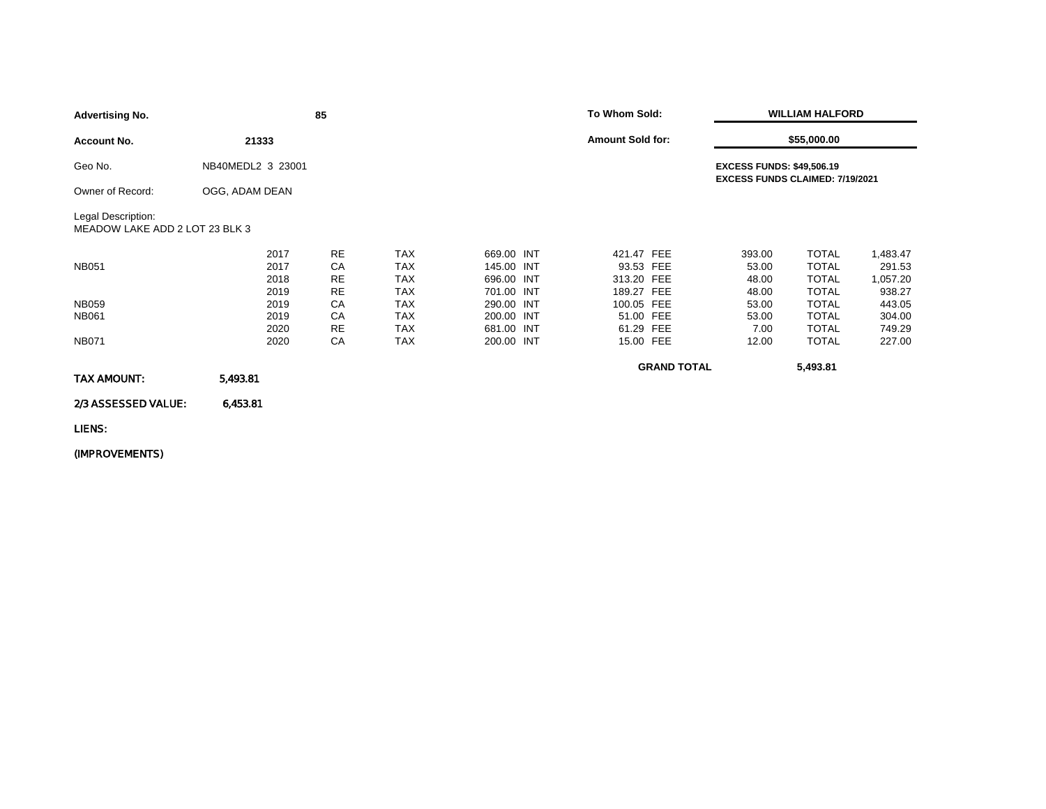| | | | | | |
|---|---|---|---|---|---|
| **Advertising No.** | | **85** | **To Whom Sold:** | **WILLIAM HALFORD** | |
| **Account No.** | **21333** | | **Amount Sold for:** | **$55,000.00** | |
| Geo No. | NB40MEDL2 3 23001 | | | **EXCESS FUNDS: $49,506.19** | |
| | | | | **EXCESS FUNDS CLAIMED: 7/19/2021** | |
| Owner of Record: | OGG, ADAM DEAN | | | | |

Legal Description:
MEADOW LAKE ADD 2 LOT 23 BLK 3

| | Year | Type | | Amount | | Amount | | Amount | | Amount |
|---|---|---|---|---|---|---|---|---|---|---|
| | 2017 | RE | TAX | 669.00 | INT | 421.47 | FEE | 393.00 | TOTAL | 1,483.47 |
| NB051 | 2017 | CA | TAX | 145.00 | INT | 93.53 | FEE | 53.00 | TOTAL | 291.53 |
| | 2018 | RE | TAX | 696.00 | INT | 313.20 | FEE | 48.00 | TOTAL | 1,057.20 |
| | 2019 | RE | TAX | 701.00 | INT | 189.27 | FEE | 48.00 | TOTAL | 938.27 |
| NB059 | 2019 | CA | TAX | 290.00 | INT | 100.05 | FEE | 53.00 | TOTAL | 443.05 |
| NB061 | 2019 | CA | TAX | 200.00 | INT | 51.00 | FEE | 53.00 | TOTAL | 304.00 |
| | 2020 | RE | TAX | 681.00 | INT | 61.29 | FEE | 7.00 | TOTAL | 749.29 |
| NB071 | 2020 | CA | TAX | 200.00 | INT | 15.00 | FEE | 12.00 | TOTAL | 227.00 |
| | | | | | | **GRAND TOTAL** | | | **5,493.81** | |

**TAX AMOUNT:** **5,493.81**

**2/3 ASSESSED VALUE:** **6,453.81**

**LIENS:**

**(IMPROVEMENTS)**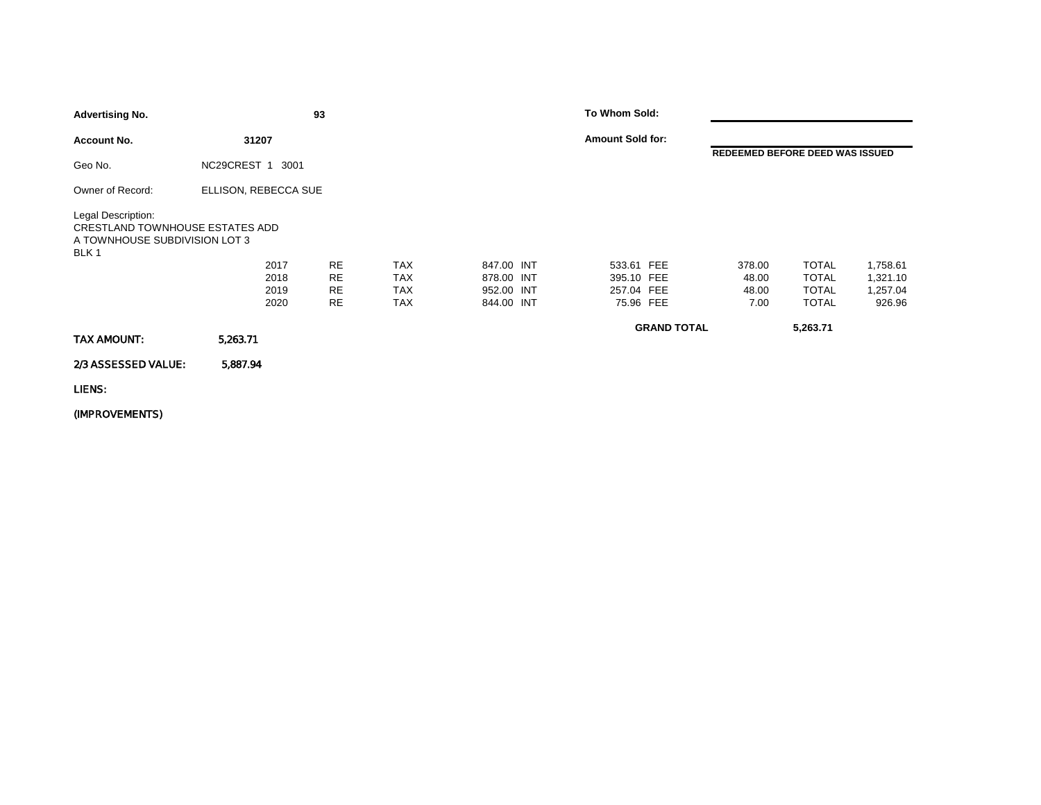**Advertising No.** **93**

**Account No.** **31207**

Geo No. NC29CREST 1 3001

Owner of Record: ELLISON, REBECCA SUE

Legal Description:
CRESTLAND TOWNHOUSE ESTATES ADD
A TOWNHOUSE SUBDIVISION LOT 3
BLK 1

**To Whom Sold:**

**Amount Sold for:**

**REDEEMED BEFORE DEED WAS ISSUED**

| Year | Type | | Tax | | Int | | Fee | | Total |
|---|---|---|---|---|---|---|---|---|---|
| 2017 | RE | TAX | 847.00 | INT | 533.61 | FEE | 378.00 | TOTAL | 1,758.61 |
| 2018 | RE | TAX | 878.00 | INT | 395.10 | FEE | 48.00 | TOTAL | 1,321.10 |
| 2019 | RE | TAX | 952.00 | INT | 257.04 | FEE | 48.00 | TOTAL | 1,257.04 |
| 2020 | RE | TAX | 844.00 | INT | 75.96 | FEE | 7.00 | TOTAL | 926.96 |

**GRAND TOTAL** **5,263.71**

**TAX AMOUNT:** **5,263.71**

**2/3 ASSESSED VALUE:** **5,887.94**

**LIENS:**

**(IMPROVEMENTS)**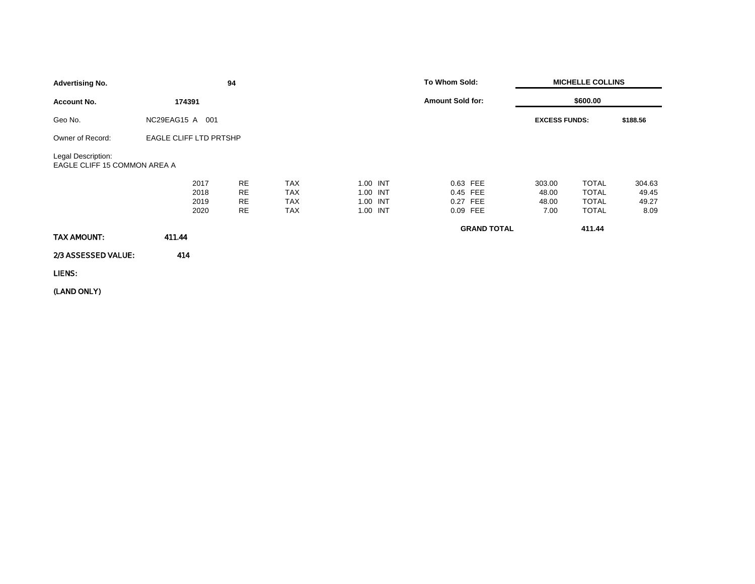| | | | |
|---|---|---|---|
| **Advertising No.** | **94** | **To Whom Sold:** | **MICHELLE COLLINS** |
| **Account No.** | **174391** | **Amount Sold for:** | **$600.00** |
| Geo No. | NC29EAG15 A 001 | **EXCESS FUNDS:** | **$188.56** |
| Owner of Record: | EAGLE CLIFF LTD PRTSHP | | |

Legal Description:
EAGLE CLIFF 15 COMMON AREA A

| Year | Type | | INT | | FEE | | TAX | | TOTAL |
|---|---|---|---|---|---|---|---|---|---|
| 2017 | RE | TAX | 1.00 | INT | 0.63 | FEE | 303.00 | TOTAL | 304.63 |
| 2018 | RE | TAX | 1.00 | INT | 0.45 | FEE | 48.00 | TOTAL | 49.45 |
| 2019 | RE | TAX | 1.00 | INT | 0.27 | FEE | 48.00 | TOTAL | 49.27 |
| 2020 | RE | TAX | 1.00 | INT | 0.09 | FEE | 7.00 | TOTAL | 8.09 |

**GRAND TOTAL** **411.44**

**TAX AMOUNT:** **411.44**

**2/3 ASSESSED VALUE:** **414**

**LIENS:**

**(LAND ONLY)**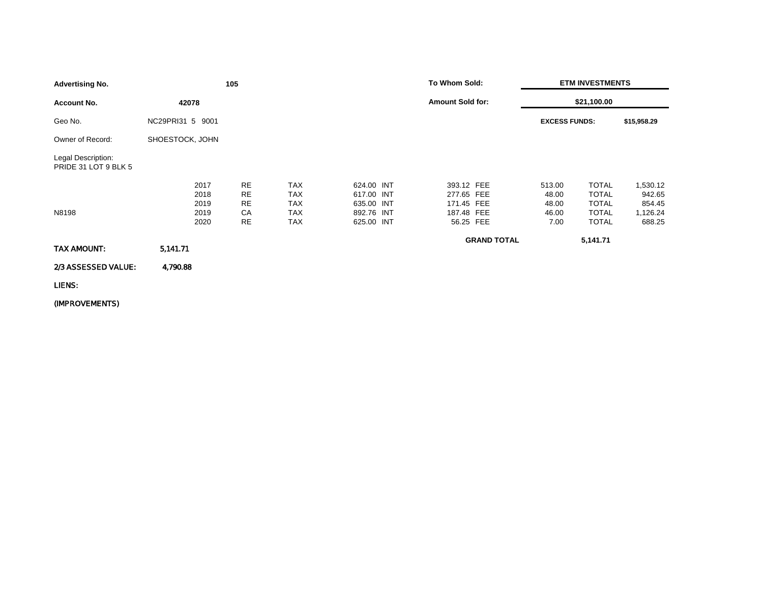| | | | |
|---|---|---|---|
| **Advertising No.** | **105** | **To Whom Sold:** | **ETM INVESTMENTS** |
| **Account No.** | **42078** | **Amount Sold for:** | **$21,100.00** |
| Geo No. | NC29PRI31 5 9001 | **EXCESS FUNDS:** | **$15,958.29** |
| Owner of Record: | SHOESTOCK, JOHN | | |

Legal Description:
PRIDE 31 LOT 9 BLK 5

| | Year | Type | | Tax | | Int | | Fee | | Total |
|---|---|---|---|---|---|---|---|---|---|---|
| | 2017 | RE | TAX | 624.00 | INT | 393.12 | FEE | 513.00 | TOTAL | 1,530.12 |
| | 2018 | RE | TAX | 617.00 | INT | 277.65 | FEE | 48.00 | TOTAL | 942.65 |
| | 2019 | RE | TAX | 635.00 | INT | 171.45 | FEE | 48.00 | TOTAL | 854.45 |
| N8198 | 2019 | CA | TAX | 892.76 | INT | 187.48 | FEE | 46.00 | TOTAL | 1,126.24 |
| | 2020 | RE | TAX | 625.00 | INT | 56.25 | FEE | 7.00 | TOTAL | 688.25 |
| | | | | | | **GRAND TOTAL** | | **5,141.71** | | |

**TAX AMOUNT:** 5,141.71

**2/3 ASSESSED VALUE:** 4,790.88

**LIENS:**

**(IMPROVEMENTS)**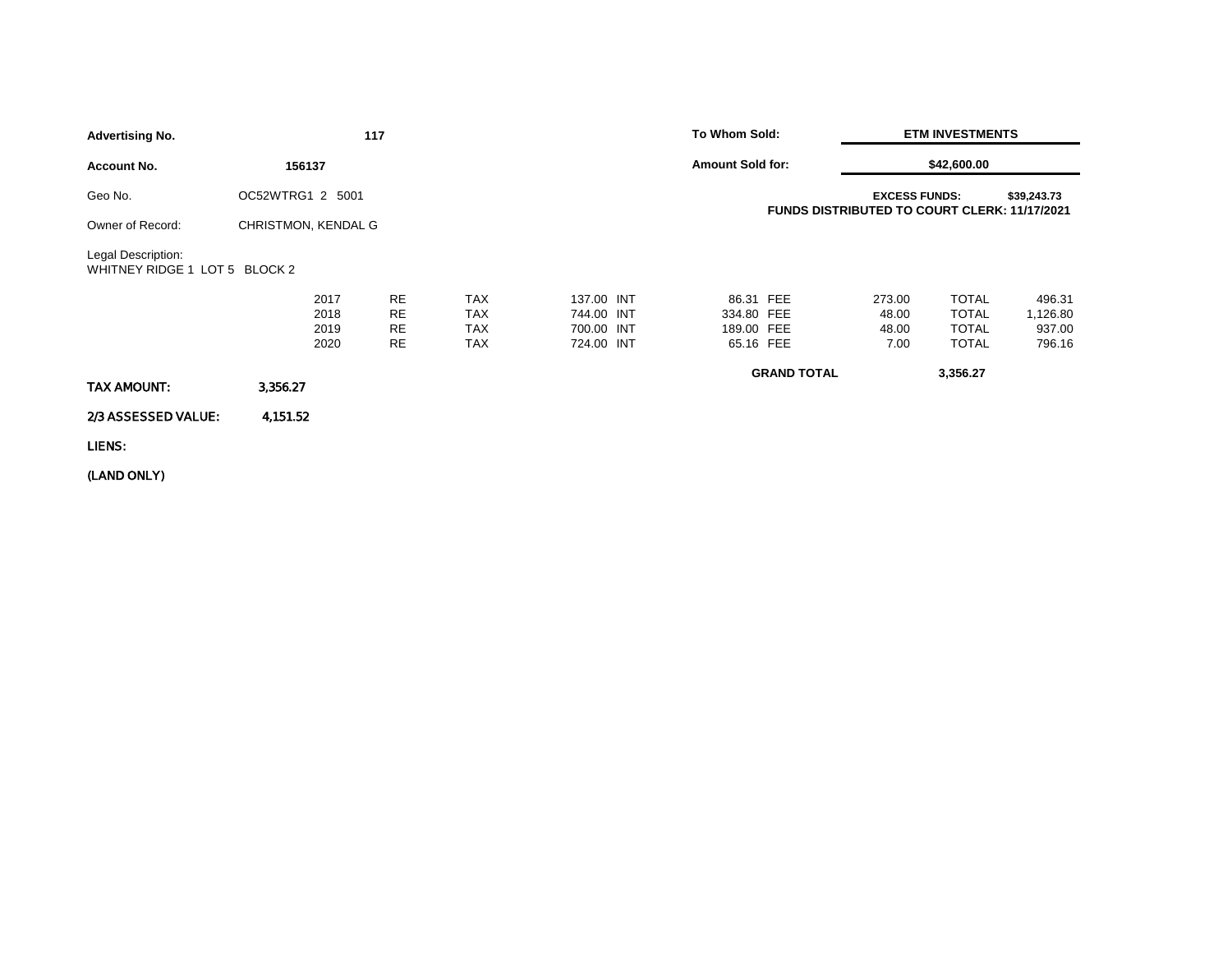**Advertising No.** 117

**Account No.** 156137

Geo No. OC52WTRG1 2 5001

Owner of Record: CHRISTMON, KENDAL G

Legal Description:
WHITNEY RIDGE 1 LOT 5 BLOCK 2

**To Whom Sold:** **ETM INVESTMENTS**

**Amount Sold for:** **$42,600.00**

**EXCESS FUNDS:** **$39,243.73**
**FUNDS DISTRIBUTED TO COURT CLERK: 11/17/2021**

| Year | Type | | Tax | | Int | | Fee | | Total |
|---|---|---|---|---|---|---|---|---|---|
| 2017 | RE | TAX | 137.00 | INT | 86.31 | FEE | 273.00 | TOTAL | 496.31 |
| 2018 | RE | TAX | 744.00 | INT | 334.80 | FEE | 48.00 | TOTAL | 1,126.80 |
| 2019 | RE | TAX | 700.00 | INT | 189.00 | FEE | 48.00 | TOTAL | 937.00 |
| 2020 | RE | TAX | 724.00 | INT | 65.16 | FEE | 7.00 | TOTAL | 796.16 |

**GRAND TOTAL** 3,356.27

**TAX AMOUNT:** 3,356.27

**2/3 ASSESSED VALUE:** 4,151.52

**LIENS:**

**(LAND ONLY)**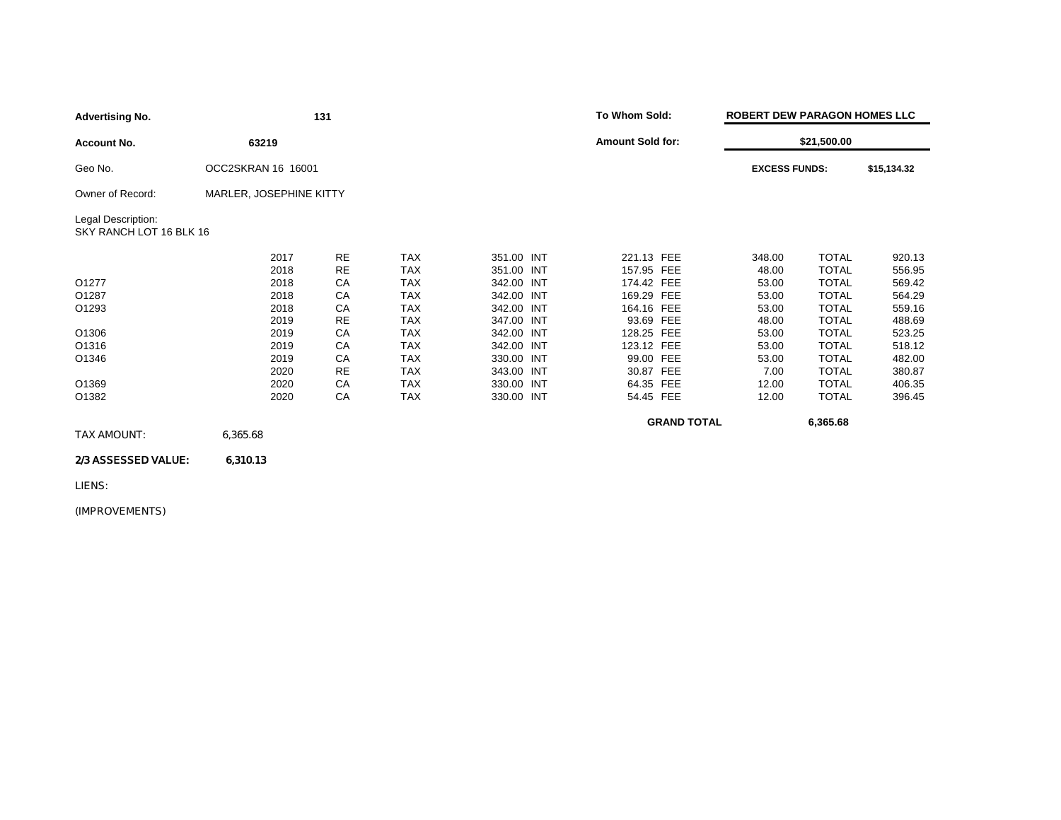| | | | | | | | | | | | |
|---|---|---|---|---|---|---|---|---|---|---|---|
| **Advertising No.** | | **131** | | | | **To Whom Sold:** | | **ROBERT DEW PARAGON HOMES LLC** | | | |
| **Account No.** | **63219** | | | | | **Amount Sold for:** | | **$21,500.00** | | | |
| Geo No. | OCC2SKRAN 16 16001 | | | | | | | **EXCESS FUNDS:** | | **$15,134.32** | |
| Owner of Record: | MARLER, JOSEPHINE KITTY | | | | | | | | | | |

Legal Description:
SKY RANCH LOT 16 BLK 16

| | Year | Type | | Tax | | Int | | Fee | | Total |
|---|---|---|---|---|---|---|---|---|---|---|
| | 2017 | RE | TAX | 351.00 | INT | 221.13 | FEE | 348.00 | TOTAL | 920.13 |
| | 2018 | RE | TAX | 351.00 | INT | 157.95 | FEE | 48.00 | TOTAL | 556.95 |
| O1277 | 2018 | CA | TAX | 342.00 | INT | 174.42 | FEE | 53.00 | TOTAL | 569.42 |
| O1287 | 2018 | CA | TAX | 342.00 | INT | 169.29 | FEE | 53.00 | TOTAL | 564.29 |
| O1293 | 2018 | CA | TAX | 342.00 | INT | 164.16 | FEE | 53.00 | TOTAL | 559.16 |
| | 2019 | RE | TAX | 347.00 | INT | 93.69 | FEE | 48.00 | TOTAL | 488.69 |
| O1306 | 2019 | CA | TAX | 342.00 | INT | 128.25 | FEE | 53.00 | TOTAL | 523.25 |
| O1316 | 2019 | CA | TAX | 342.00 | INT | 123.12 | FEE | 53.00 | TOTAL | 518.12 |
| O1346 | 2019 | CA | TAX | 330.00 | INT | 99.00 | FEE | 53.00 | TOTAL | 482.00 |
| | 2020 | RE | TAX | 343.00 | INT | 30.87 | FEE | 7.00 | TOTAL | 380.87 |
| O1369 | 2020 | CA | TAX | 330.00 | INT | 64.35 | FEE | 12.00 | TOTAL | 406.35 |
| O1382 | 2020 | CA | TAX | 330.00 | INT | 54.45 | FEE | 12.00 | TOTAL | 396.45 |

**GRAND TOTAL** 6,365.68

TAX AMOUNT: 6,365.68

**2/3 ASSESSED VALUE: 6,310.13**

LIENS:

(IMPROVEMENTS)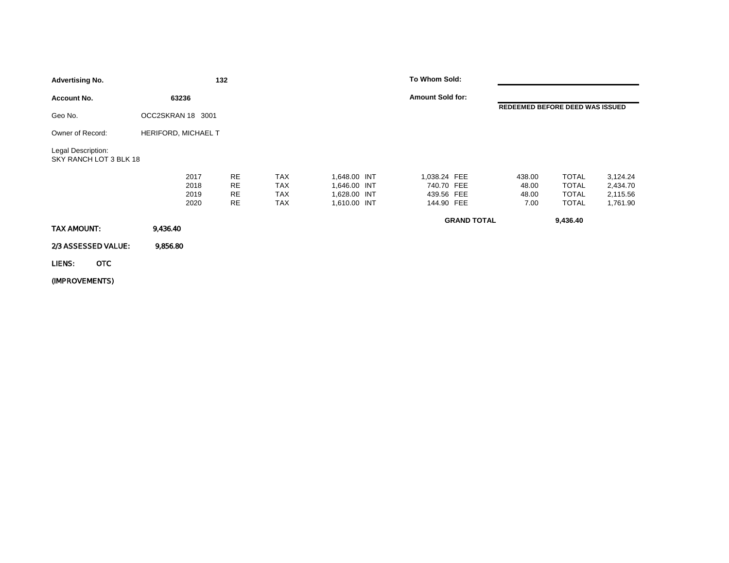**Advertising No.** **132**

**Account No.** **63236**

Geo No. OCC2SKRAN 18 3001

Owner of Record: HERIFORD, MICHAEL T

Legal Description:
SKY RANCH LOT 3 BLK 18

**To Whom Sold:**

**Amount Sold for:**

**REDEEMED BEFORE DEED WAS ISSUED**

| Year | Type | | Tax | | Int | | Fee | | Total |
|---|---|---|---|---|---|---|---|---|---|
| 2017 | RE | TAX | 1,648.00 | INT | 1,038.24 | FEE | 438.00 | TOTAL | 3,124.24 |
| 2018 | RE | TAX | 1,646.00 | INT | 740.70 | FEE | 48.00 | TOTAL | 2,434.70 |
| 2019 | RE | TAX | 1,628.00 | INT | 439.56 | FEE | 48.00 | TOTAL | 2,115.56 |
| 2020 | RE | TAX | 1,610.00 | INT | 144.90 | FEE | 7.00 | TOTAL | 1,761.90 |

**GRAND TOTAL** **9,436.40**

**TAX AMOUNT:** **9,436.40**

**2/3 ASSESSED VALUE:** **9,856.80**

**LIENS:** **OTC**

**(IMPROVEMENTS)**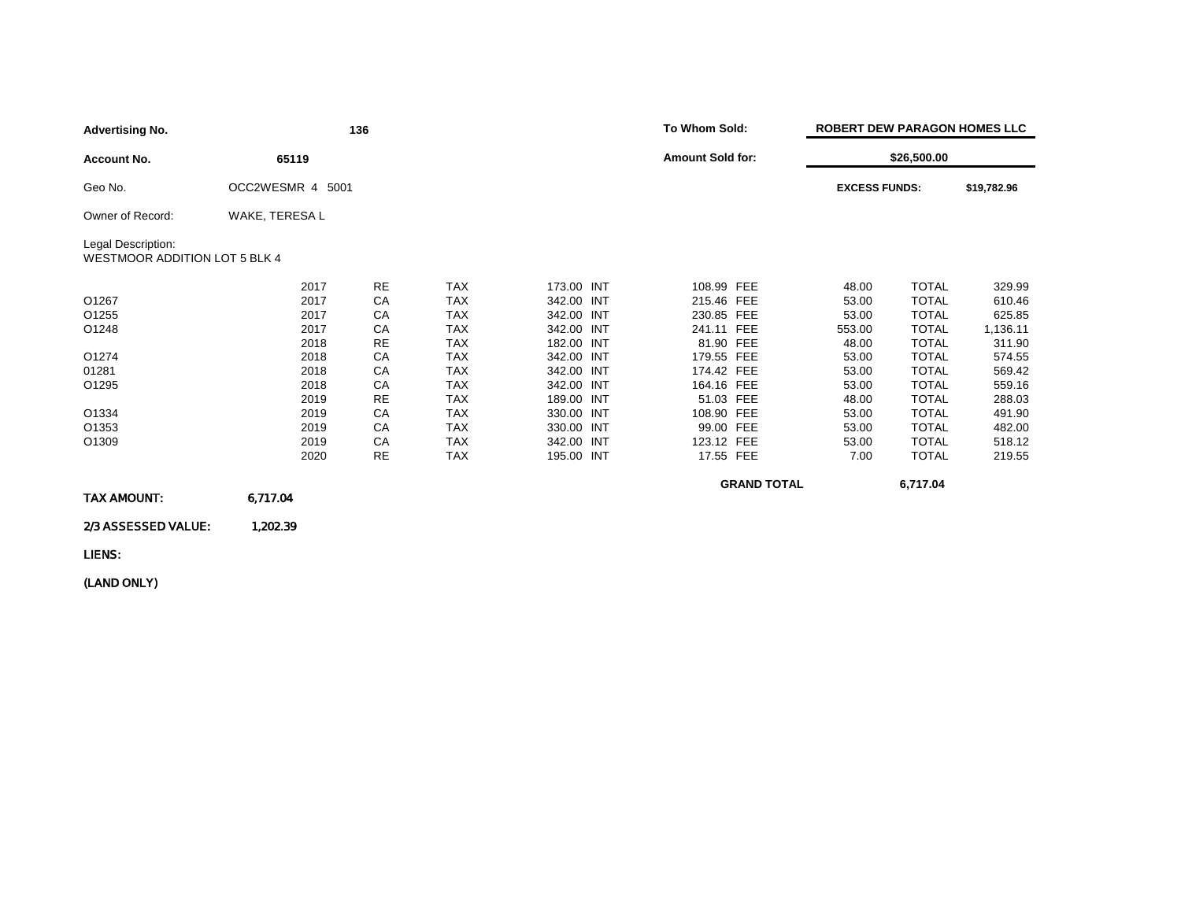| | | | |
|---|---|---|---|
| **Advertising No.** | **136** | **To Whom Sold:** | **ROBERT DEW PARAGON HOMES LLC** |
| **Account No.** | **65119** | **Amount Sold for:** | **$26,500.00** |
| Geo No. | OCC2WESMR 4 5001 | **EXCESS FUNDS:** | **$19,782.96** |
| Owner of Record: | WAKE, TERESA L | | |

Legal Description:
WESTMOOR ADDITION LOT 5 BLK 4

| | Year | Type | | Tax | | Int | | Fee | | Total |
|---|---|---|---|---|---|---|---|---|---|---|
| | 2017 | RE | TAX | 173.00 | INT | 108.99 | FEE | 48.00 | TOTAL | 329.99 |
| O1267 | 2017 | CA | TAX | 342.00 | INT | 215.46 | FEE | 53.00 | TOTAL | 610.46 |
| O1255 | 2017 | CA | TAX | 342.00 | INT | 230.85 | FEE | 53.00 | TOTAL | 625.85 |
| O1248 | 2017 | CA | TAX | 342.00 | INT | 241.11 | FEE | 553.00 | TOTAL | 1,136.11 |
| | 2018 | RE | TAX | 182.00 | INT | 81.90 | FEE | 48.00 | TOTAL | 311.90 |
| O1274 | 2018 | CA | TAX | 342.00 | INT | 179.55 | FEE | 53.00 | TOTAL | 574.55 |
| 01281 | 2018 | CA | TAX | 342.00 | INT | 174.42 | FEE | 53.00 | TOTAL | 569.42 |
| O1295 | 2018 | CA | TAX | 342.00 | INT | 164.16 | FEE | 53.00 | TOTAL | 559.16 |
| | 2019 | RE | TAX | 189.00 | INT | 51.03 | FEE | 48.00 | TOTAL | 288.03 |
| O1334 | 2019 | CA | TAX | 330.00 | INT | 108.90 | FEE | 53.00 | TOTAL | 491.90 |
| O1353 | 2019 | CA | TAX | 330.00 | INT | 99.00 | FEE | 53.00 | TOTAL | 482.00 |
| O1309 | 2019 | CA | TAX | 342.00 | INT | 123.12 | FEE | 53.00 | TOTAL | 518.12 |
| | 2020 | RE | TAX | 195.00 | INT | 17.55 | FEE | 7.00 | TOTAL | 219.55 |

**GRAND TOTAL** 6,717.04

**TAX AMOUNT:** 6,717.04

**2/3 ASSESSED VALUE:** 1,202.39

**LIENS:**

**(LAND ONLY)**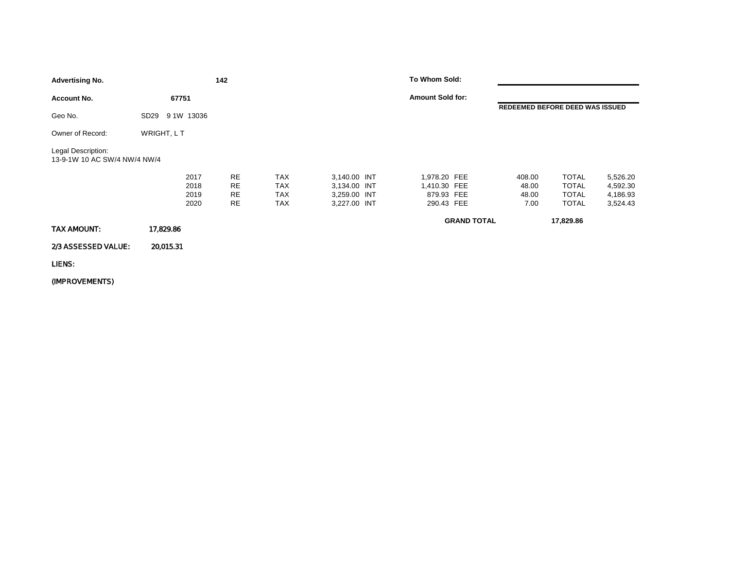**Advertising No.** **142**

**Account No.** **67751**

Geo No. SD29 9 1W 13036

Owner of Record: WRIGHT, L T

Legal Description:
13-9-1W 10 AC SW/4 NW/4 NW/4

**To Whom Sold:**

**Amount Sold for:**

**REDEEMED BEFORE DEED WAS ISSUED**

| Year | Type | | Tax | | Interest | | Fee | | Total |
|---|---|---|---|---|---|---|---|---|---|
| 2017 | RE | TAX | 3,140.00 | INT | 1,978.20 | FEE | 408.00 | TOTAL | 5,526.20 |
| 2018 | RE | TAX | 3,134.00 | INT | 1,410.30 | FEE | 48.00 | TOTAL | 4,592.30 |
| 2019 | RE | TAX | 3,259.00 | INT | 879.93 | FEE | 48.00 | TOTAL | 4,186.93 |
| 2020 | RE | TAX | 3,227.00 | INT | 290.43 | FEE | 7.00 | TOTAL | 3,524.43 |

**GRAND TOTAL** **17,829.86**

**TAX AMOUNT:** **17,829.86**

**2/3 ASSESSED VALUE:** **20,015.31**

**LIENS:**

**(IMPROVEMENTS)**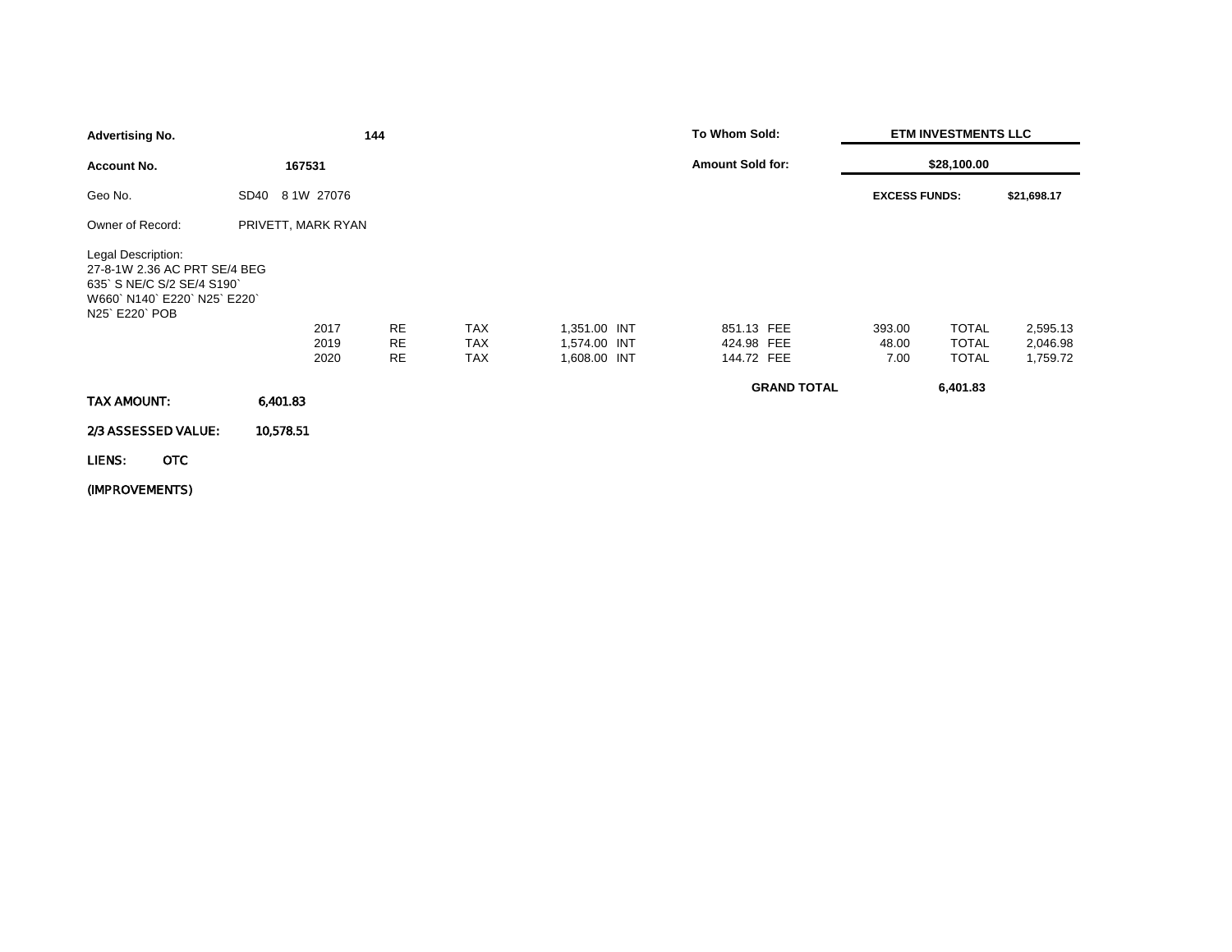| | | | |
|---|---|---|---|
| **Advertising No.** | **144** | **To Whom Sold:** | **ETM INVESTMENTS LLC** |
| **Account No.** | **167531** | **Amount Sold for:** | **$28,100.00** |
| Geo No. | SD40 8 1W 27076 | **EXCESS FUNDS:** | **$21,698.17** |
| Owner of Record: | PRIVETT, MARK RYAN | | |

Legal Description:
27-8-1W 2.36 AC PRT SE/4 BEG
635` S NE/C S/2 SE/4 S190`
W660` N140` E220` N25` E220`
N25` E220` POB

| Year | Type | | Amount | | Amount | | Amount | | Amount |
|---|---|---|---|---|---|---|---|---|---|
| 2017 | RE | TAX | 1,351.00 | INT | 851.13 | FEE | 393.00 | TOTAL | 2,595.13 |
| 2019 | RE | TAX | 1,574.00 | INT | 424.98 | FEE | 48.00 | TOTAL | 2,046.98 |
| 2020 | RE | TAX | 1,608.00 | INT | 144.72 | FEE | 7.00 | TOTAL | 1,759.72 |
| | | | | | | | **GRAND TOTAL** | | **6,401.83** |

**TAX AMOUNT:** 6,401.83

**2/3 ASSESSED VALUE:** 10,578.51

**LIENS:** OTC

**(IMPROVEMENTS)**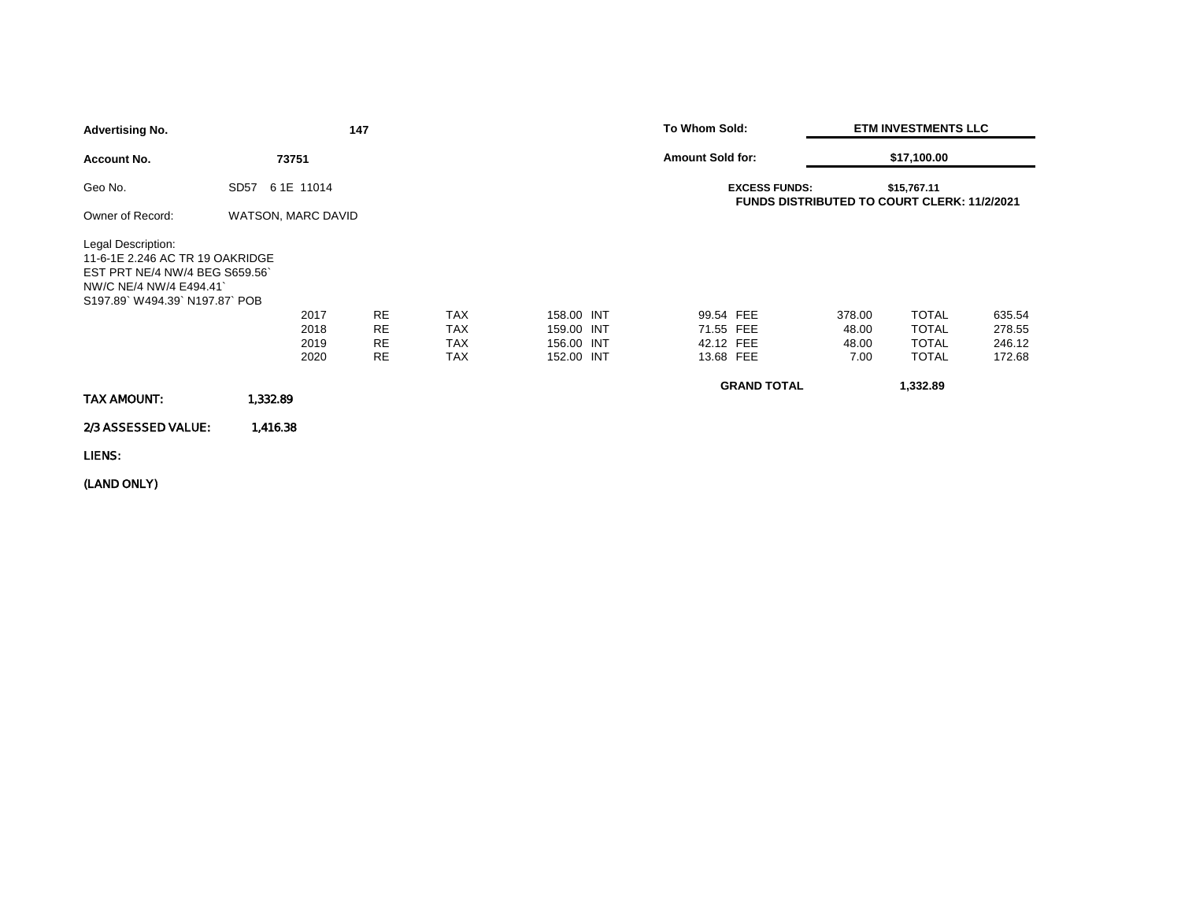**Advertising No.** **147**

**Account No.** **73751**

Geo No. SD57 6 1E 11014

Owner of Record: WATSON, MARC DAVID

**To Whom Sold:** **ETM INVESTMENTS LLC**

**Amount Sold for:** **$17,100.00**

**EXCESS FUNDS:** **$15,767.11**

**FUNDS DISTRIBUTED TO COURT CLERK: 11/2/2021**

Legal Description:
11-6-1E 2.246 AC TR 19 OAKRIDGE EST PRT NE/4 NW/4 BEG S659.56` NW/C NE/4 NW/4 E494.41` S197.89` W494.39` N197.87` POB

| Year | Type | | Tax | | Int | | Fee | | Total |
|---|---|---|---|---|---|---|---|---|---|
| 2017 | RE | TAX | 158.00 | INT | 99.54 | FEE | 378.00 | TOTAL | 635.54 |
| 2018 | RE | TAX | 159.00 | INT | 71.55 | FEE | 48.00 | TOTAL | 278.55 |
| 2019 | RE | TAX | 156.00 | INT | 42.12 | FEE | 48.00 | TOTAL | 246.12 |
| 2020 | RE | TAX | 152.00 | INT | 13.68 | FEE | 7.00 | TOTAL | 172.68 |

**GRAND TOTAL** **1,332.89**

**TAX AMOUNT:** **1,332.89**

**2/3 ASSESSED VALUE:** **1,416.38**

**LIENS:**

**(LAND ONLY)**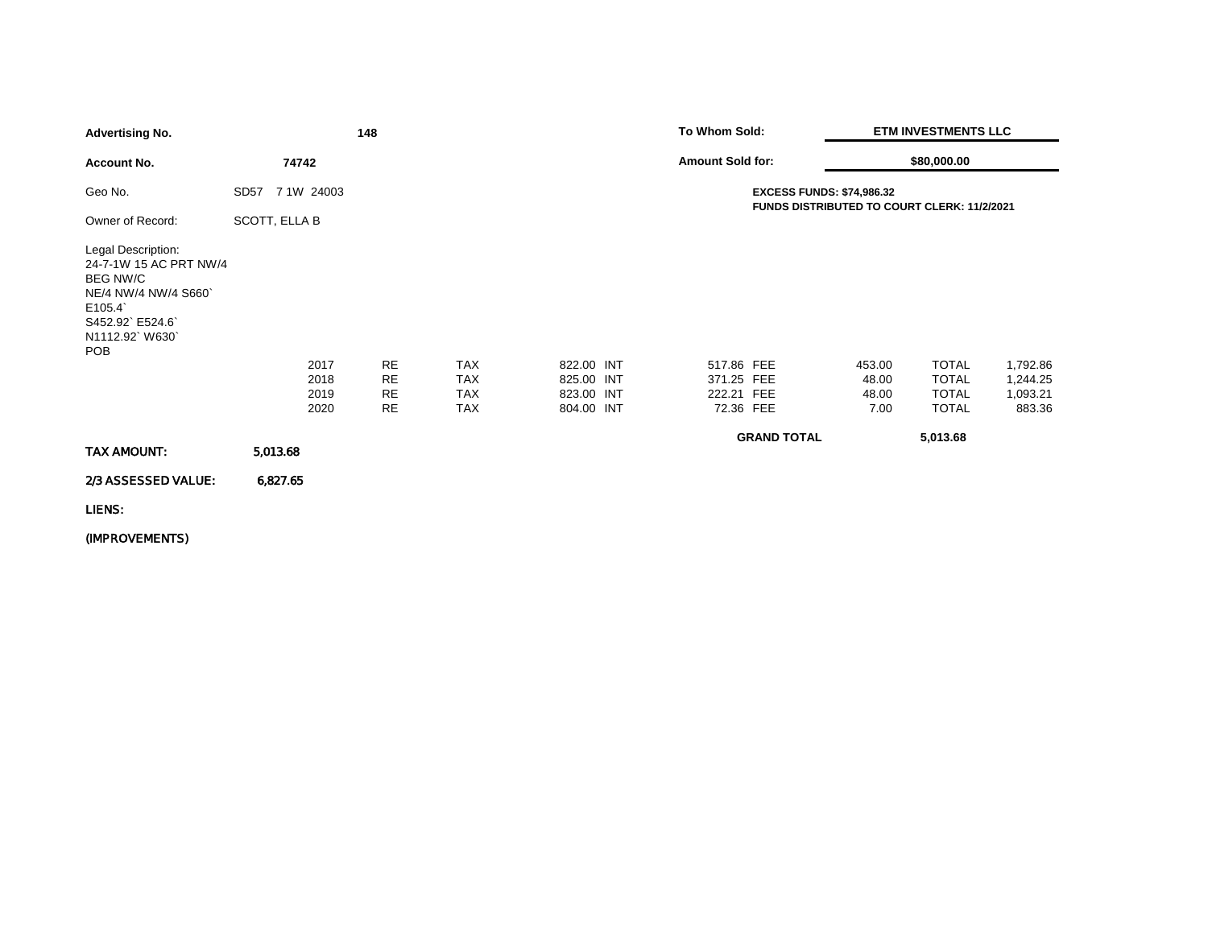| | | | |
|---|---|---|---|
| **Advertising No.** | **148** | **To Whom Sold:** | **ETM INVESTMENTS LLC** |
| **Account No.** | **74742** | **Amount Sold for:** | **$80,000.00** |
| Geo No. | SD57 7 1W 24003 | | **EXCESS FUNDS: $74,986.32** <br> **FUNDS DISTRIBUTED TO COURT CLERK: 11/2/2021** |
| Owner of Record: | SCOTT, ELLA B | | |

Legal Description:
24-7-1W 15 AC PRT NW/4
BEG NW/C
NE/4 NW/4 NW/4 S660`
E105.4`
S452.92` E524.6`
N1112.92` W630`
POB

| Year | Type | | Tax | | Int | | Fee | | Total |
|---|---|---|---|---|---|---|---|---|---|
| 2017 | RE | TAX | 822.00 | INT | 517.86 | FEE | 453.00 | TOTAL | 1,792.86 |
| 2018 | RE | TAX | 825.00 | INT | 371.25 | FEE | 48.00 | TOTAL | 1,244.25 |
| 2019 | RE | TAX | 823.00 | INT | 222.21 | FEE | 48.00 | TOTAL | 1,093.21 |
| 2020 | RE | TAX | 804.00 | INT | 72.36 | FEE | 7.00 | TOTAL | 883.36 |
| | | | | | | | **GRAND TOTAL** | | **5,013.68** |

**TAX AMOUNT:** **5,013.68**

**2/3 ASSESSED VALUE:** **6,827.65**

**LIENS:**

**(IMPROVEMENTS)**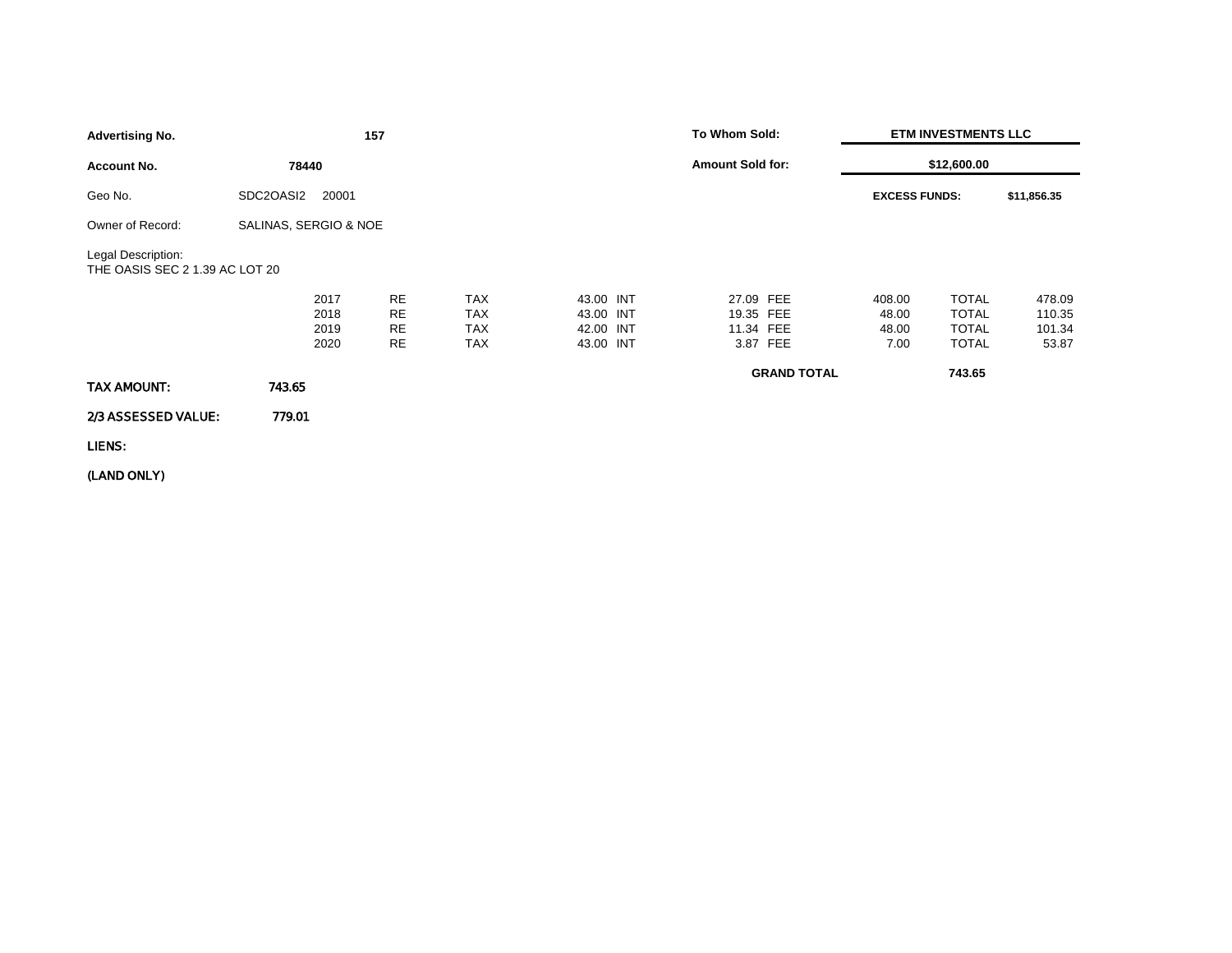| | | | |
|---|---|---|---|
| **Advertising No.** | **157** | **To Whom Sold:** | **ETM INVESTMENTS LLC** |
| **Account No.** | **78440** | **Amount Sold for:** | **$12,600.00** |
| Geo No. | SDC2OASI2 20001 | **EXCESS FUNDS:** | **$11,856.35** |
| Owner of Record: | SALINAS, SERGIO & NOE | | |

Legal Description:
THE OASIS SEC 2 1.39 AC LOT 20

| Year | Type | | Tax | | Int | | Fee | | Total |
|---|---|---|---|---|---|---|---|---|---|
| 2017 | RE | TAX | 43.00 | INT | 27.09 | FEE | 408.00 | TOTAL | 478.09 |
| 2018 | RE | TAX | 43.00 | INT | 19.35 | FEE | 48.00 | TOTAL | 110.35 |
| 2019 | RE | TAX | 42.00 | INT | 11.34 | FEE | 48.00 | TOTAL | 101.34 |
| 2020 | RE | TAX | 43.00 | INT | 3.87 | FEE | 7.00 | TOTAL | 53.87 |
| | | | | | | **GRAND TOTAL** | | | **743.65** |

**TAX AMOUNT:** 743.65

**2/3 ASSESSED VALUE:** 779.01

**LIENS:**

**(LAND ONLY)**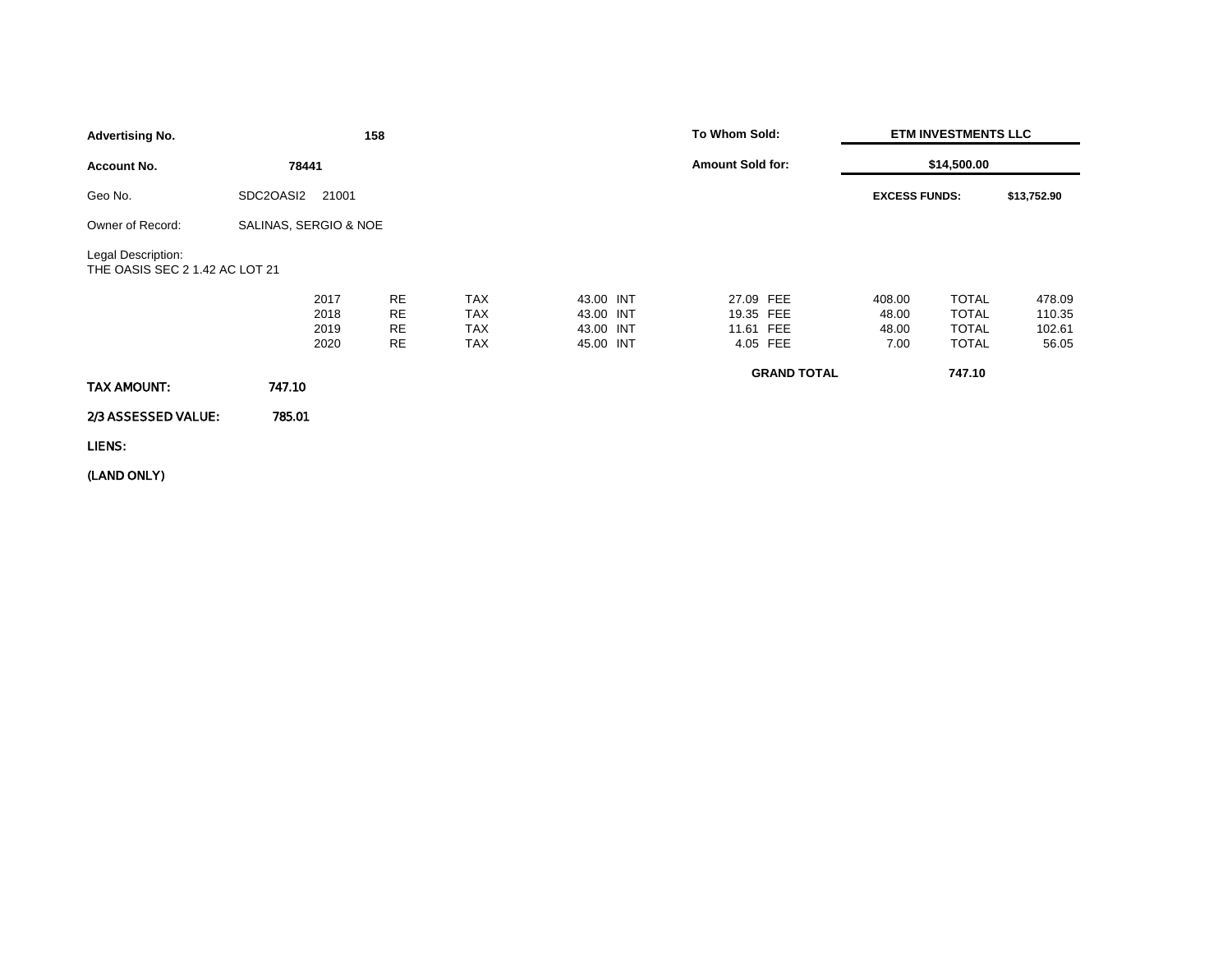| Advertising No. | 158 | To Whom Sold: | ETM INVESTMENTS LLC |
|---|---|---|---|
| Account No. | 78441 | Amount Sold for: | $14,500.00 |
| Geo No. | SDC2OASI2 21001 | EXCESS FUNDS: | $13,752.90 |
| Owner of Record: | SALINAS, SERGIO & NOE | | |

Legal Description:
THE OASIS SEC 2 1.42 AC LOT 21

| Year | Type | | Tax | | Int | | Fee | | Total |
|---|---|---|---|---|---|---|---|---|---|
| 2017 | RE | TAX | 43.00 | INT | 27.09 | FEE | 408.00 | TOTAL | 478.09 |
| 2018 | RE | TAX | 43.00 | INT | 19.35 | FEE | 48.00 | TOTAL | 110.35 |
| 2019 | RE | TAX | 43.00 | INT | 11.61 | FEE | 48.00 | TOTAL | 102.61 |
| 2020 | RE | TAX | 45.00 | INT | 4.05 | FEE | 7.00 | TOTAL | 56.05 |
| | | | | | | GRAND TOTAL | | | 747.10 |

**TAX AMOUNT:** 747.10

**2/3 ASSESSED VALUE:** 785.01

**LIENS:**

**(LAND ONLY)**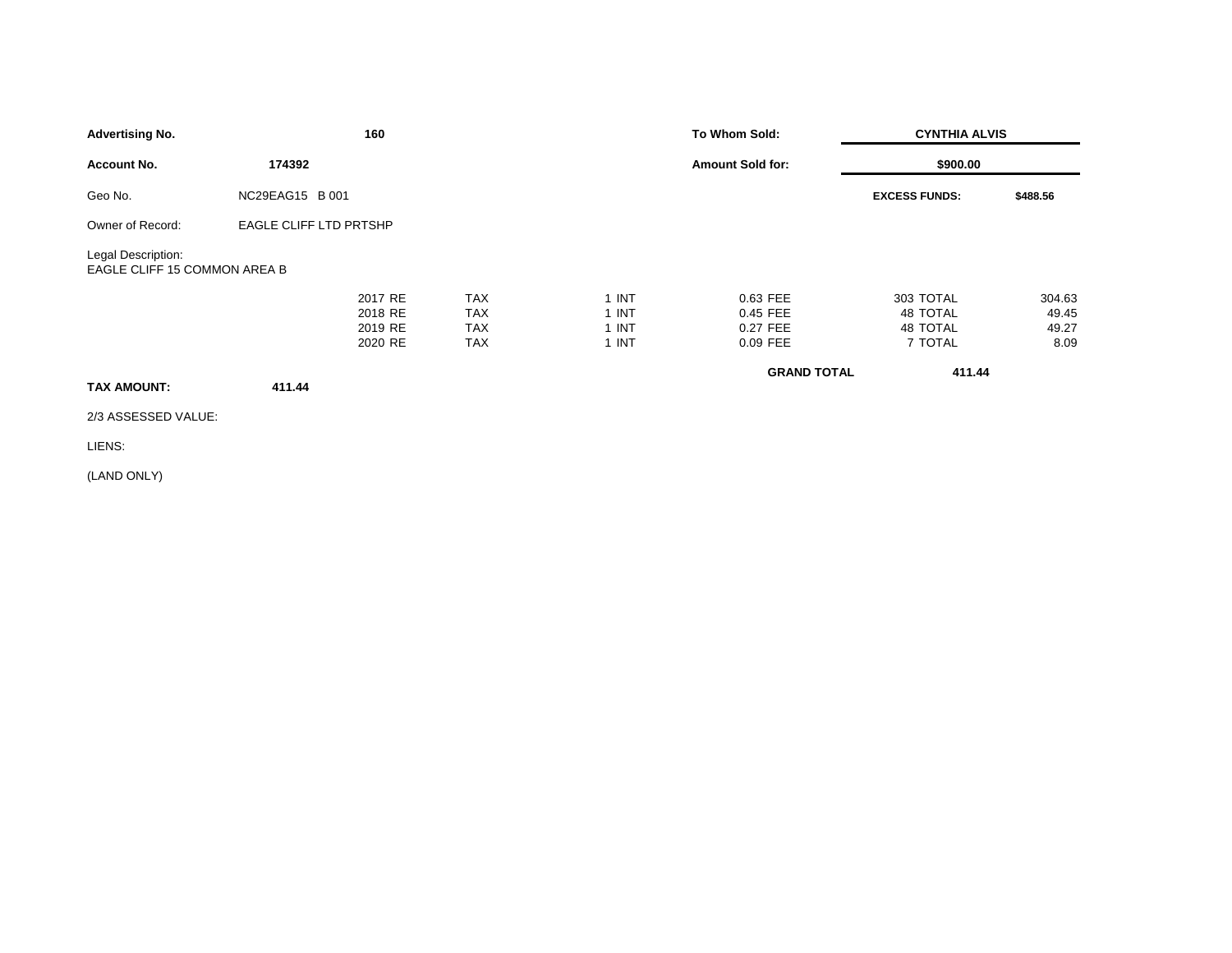| | | | | | |
|---|---|---|---|---|---|
| **Advertising No.** | **160** | | **To Whom Sold:** | **CYNTHIA ALVIS** | |
| **Account No.** | **174392** | | **Amount Sold for:** | **$900.00** | |
| Geo No. | NC29EAG15 B 001 | | | **EXCESS FUNDS:** | **$488.56** |
| Owner of Record: | EAGLE CLIFF LTD PRTSHP | | | | |

Legal Description:
EAGLE CLIFF 15 COMMON AREA B

| | | | | | |
|---|---|---|---|---|---|
| 2017 RE | TAX | 1 INT | 0.63 FEE | 303 TOTAL | 304.63 |
| 2018 RE | TAX | 1 INT | 0.45 FEE | 48 TOTAL | 49.45 |
| 2019 RE | TAX | 1 INT | 0.27 FEE | 48 TOTAL | 49.27 |
| 2020 RE | TAX | 1 INT | 0.09 FEE | 7 TOTAL | 8.09 |
| | | | **GRAND TOTAL** | **411.44** | |

**TAX AMOUNT:** **411.44**

2/3 ASSESSED VALUE:

LIENS:

(LAND ONLY)